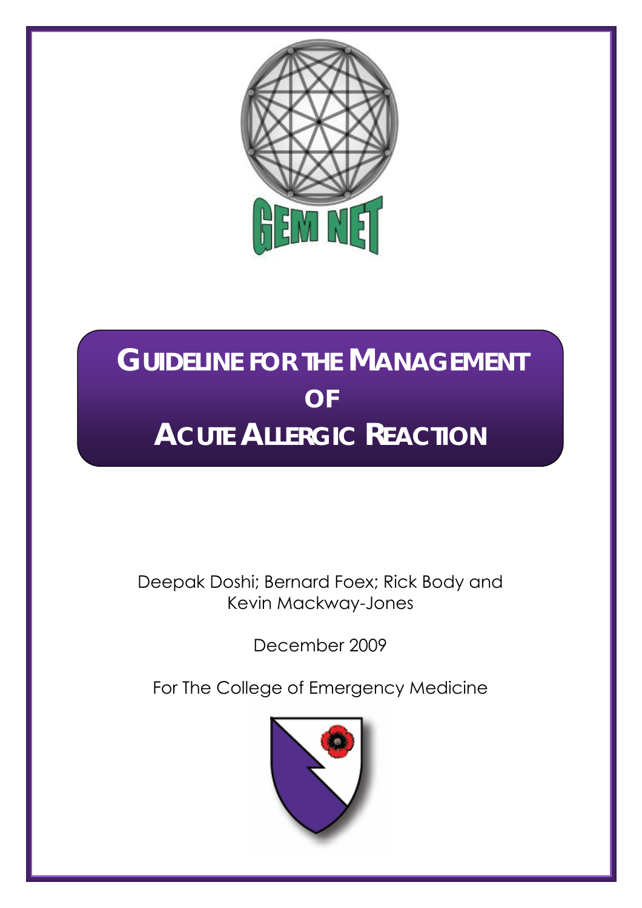GEM NET

# Guideline for the Management of Acute Allergic Reaction

Deepak Doshi; Bernard Foex; Rick Body and Kevin Mackway-Jones

December 2009

For The College of Emergency Medicine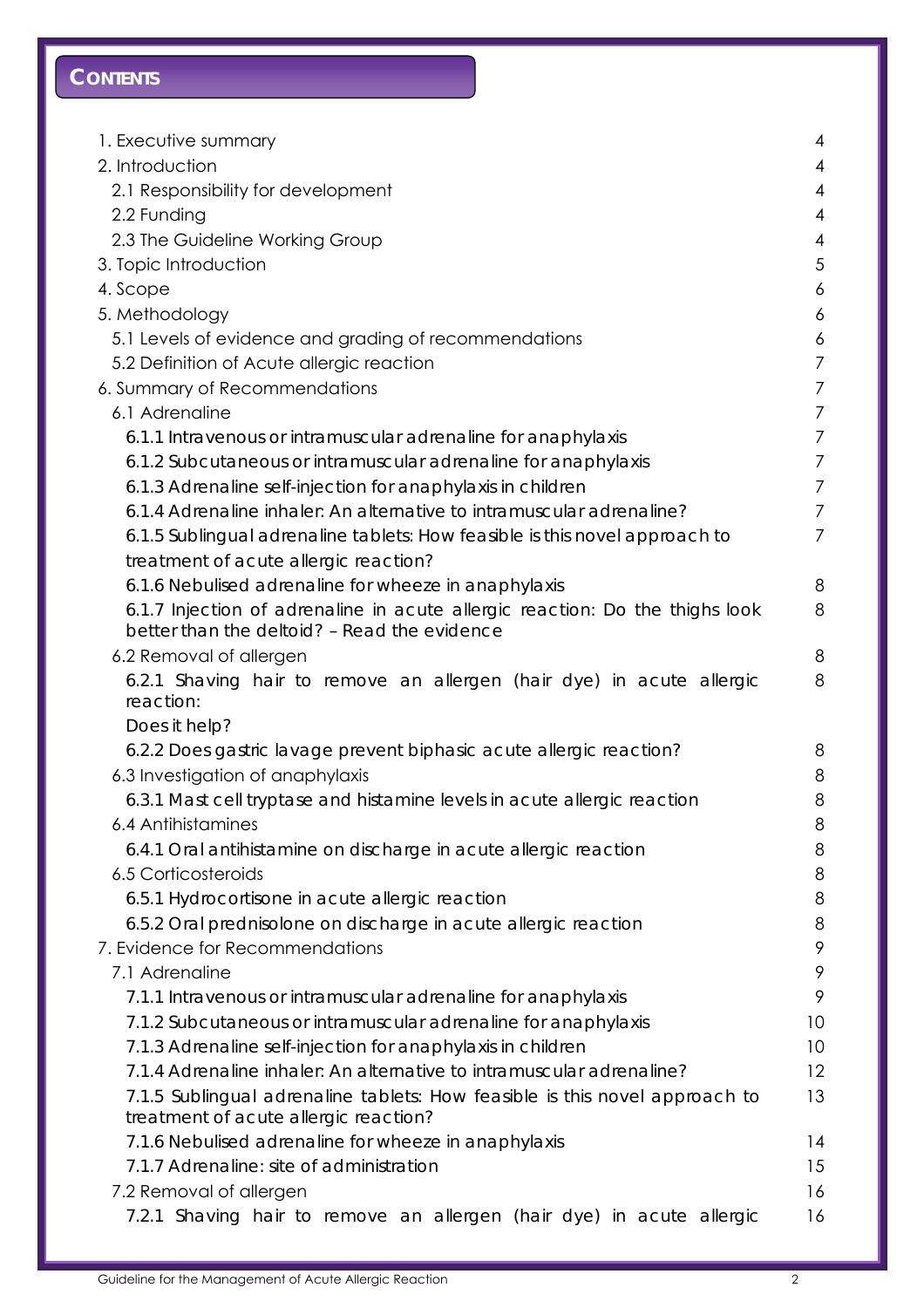## CONTENTS

| | |
|---|---|
| 1. Executive summary | 4 |
| 2. Introduction | 4 |
| 2.1 Responsibility for development | 4 |
| 2.2 Funding | 4 |
| 2.3 The Guideline Working Group | 4 |
| 3. Topic Introduction | 5 |
| 4. Scope | 6 |
| 5. Methodology | 6 |
| 5.1 Levels of evidence and grading of recommendations | 6 |
| 5.2 Definition of Acute allergic reaction | 7 |
| 6. Summary of Recommendations | 7 |
| 6.1 Adrenaline | 7 |
| 6.1.1 Intravenous or intramuscular adrenaline for anaphylaxis | 7 |
| 6.1.2 Subcutaneous or intramuscular adrenaline for anaphylaxis | 7 |
| 6.1.3 Adrenaline self-injection for anaphylaxis in children | 7 |
| 6.1.4 Adrenaline inhaler: An alternative to intramuscular adrenaline? | 7 |
| 6.1.5 Sublingual adrenaline tablets: How feasible is this novel approach to treatment of acute allergic reaction? | 7 |
| 6.1.6 Nebulised adrenaline for wheeze in anaphylaxis | 8 |
| 6.1.7 Injection of adrenaline in acute allergic reaction: Do the thighs look better than the deltoid? – Read the evidence | 8 |
| 6.2 Removal of allergen | 8 |
| 6.2.1 Shaving hair to remove an allergen (hair dye) in acute allergic reaction: Does it help? | 8 |
| 6.2.2 Does gastric lavage prevent biphasic acute allergic reaction? | 8 |
| 6.3 Investigation of anaphylaxis | 8 |
| 6.3.1 Mast cell tryptase and histamine levels in acute allergic reaction | 8 |
| 6.4 Antihistamines | 8 |
| 6.4.1 Oral antihistamine on discharge in acute allergic reaction | 8 |
| 6.5 Corticosteroids | 8 |
| 6.5.1 Hydrocortisone in acute allergic reaction | 8 |
| 6.5.2 Oral prednisolone on discharge in acute allergic reaction | 8 |
| 7. Evidence for Recommendations | 9 |
| 7.1 Adrenaline | 9 |
| 7.1.1 Intravenous or intramuscular adrenaline for anaphylaxis | 9 |
| 7.1.2 Subcutaneous or intramuscular adrenaline for anaphylaxis | 10 |
| 7.1.3 Adrenaline self-injection for anaphylaxis in children | 10 |
| 7.1.4 Adrenaline inhaler: An alternative to intramuscular adrenaline? | 12 |
| 7.1.5 Sublingual adrenaline tablets: How feasible is this novel approach to treatment of acute allergic reaction? | 13 |
| 7.1.6 Nebulised adrenaline for wheeze in anaphylaxis | 14 |
| 7.1.7 Adrenaline: site of administration | 15 |
| 7.2 Removal of allergen | 16 |
| 7.2.1 Shaving hair to remove an allergen (hair dye) in acute allergic | 16 |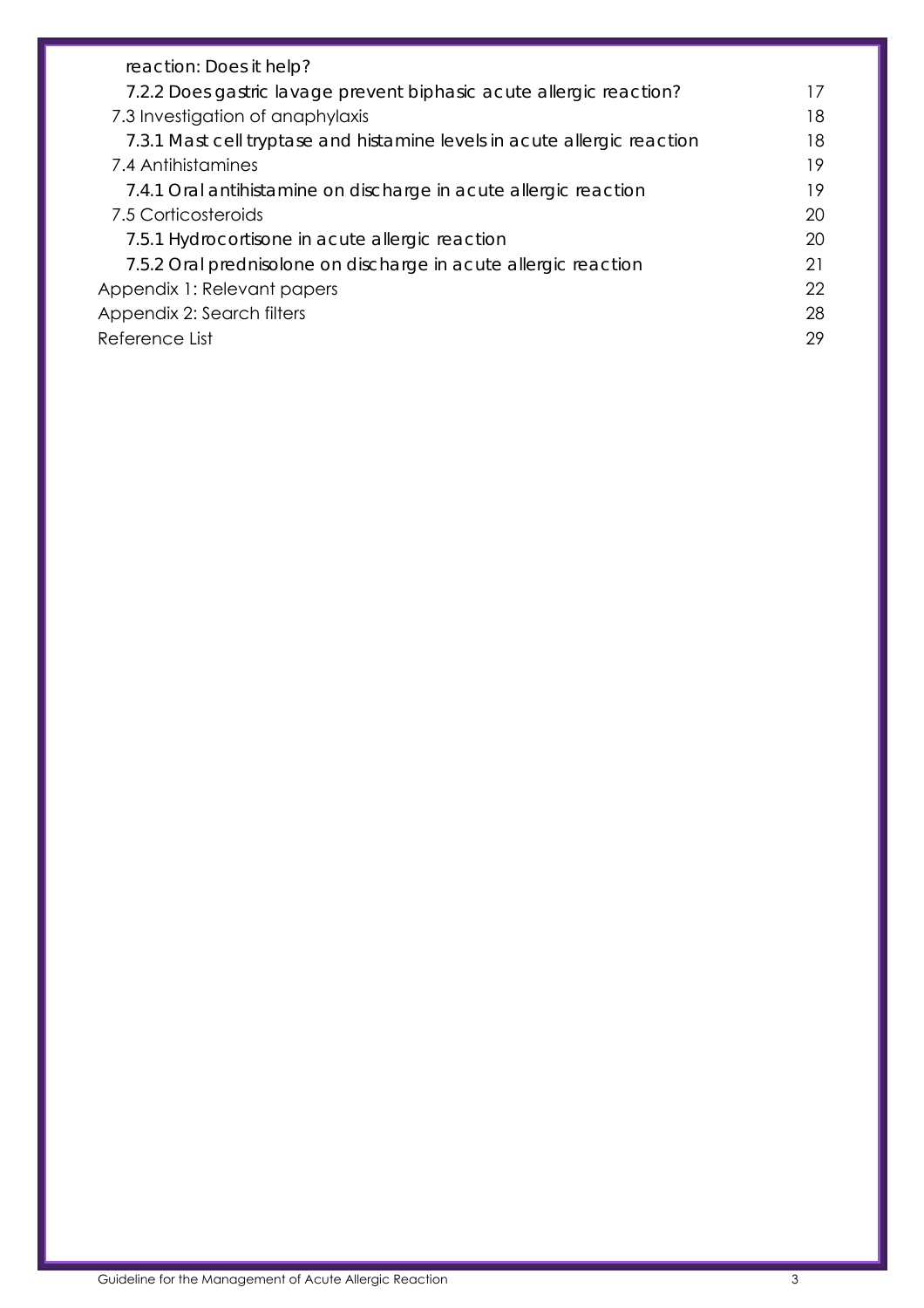reaction: Does it help?

7.2.2 Does gastric lavage prevent biphasic acute allergic reaction? 17

7.3 Investigation of anaphylaxis 18

7.3.1 Mast cell tryptase and histamine levels in acute allergic reaction 18

7.4 Antihistamines 19

7.4.1 Oral antihistamine on discharge in acute allergic reaction 19

7.5 Corticosteroids 20

7.5.1 Hydrocortisone in acute allergic reaction 20

7.5.2 Oral prednisolone on discharge in acute allergic reaction 21

Appendix 1: Relevant papers 22

Appendix 2: Search filters 28

Reference List 29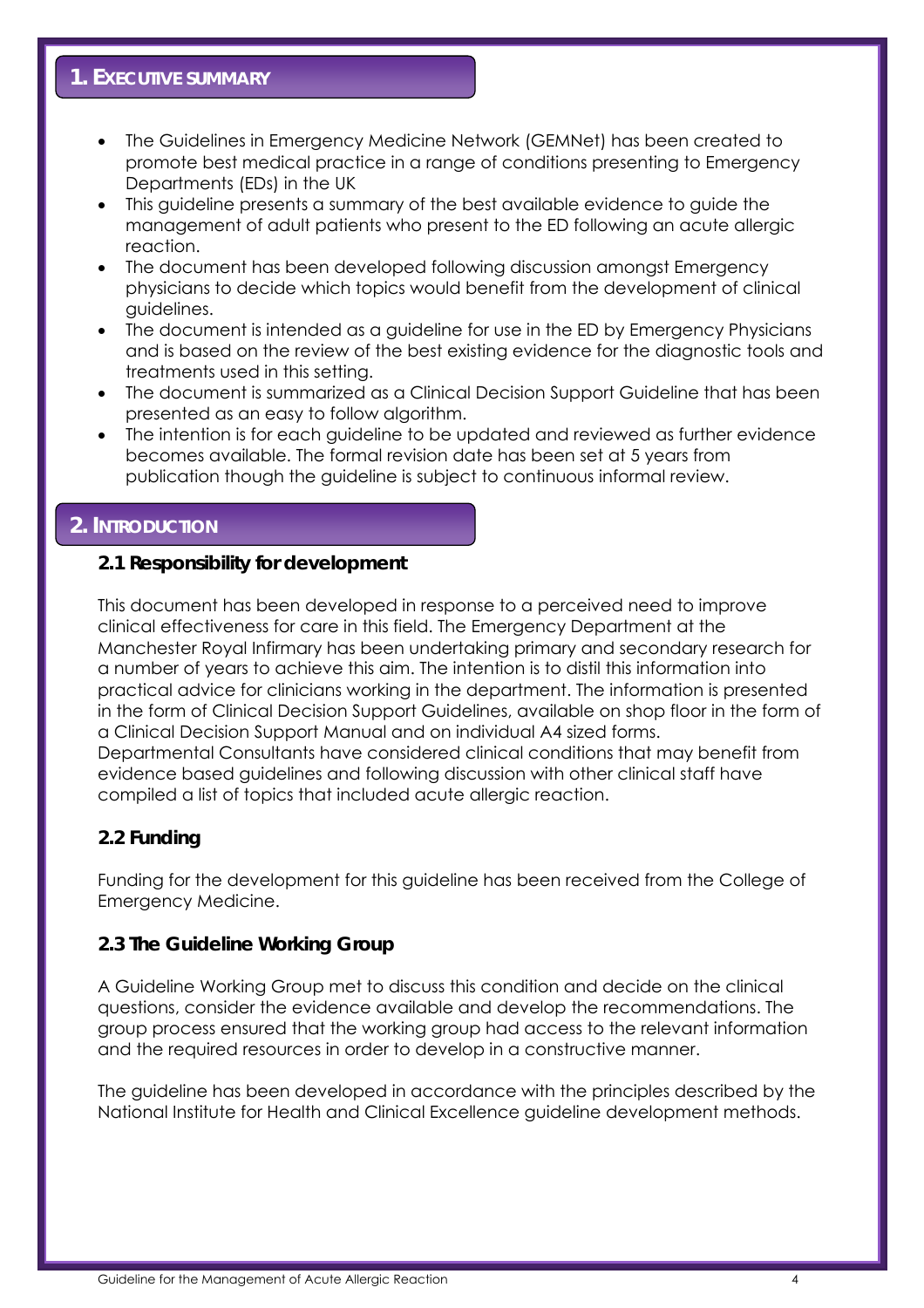## 1. EXECUTIVE SUMMARY

- The Guidelines in Emergency Medicine Network (GEMNet) has been created to promote best medical practice in a range of conditions presenting to Emergency Departments (EDs) in the UK
- This guideline presents a summary of the best available evidence to guide the management of adult patients who present to the ED following an acute allergic reaction.
- The document has been developed following discussion amongst Emergency physicians to decide which topics would benefit from the development of clinical guidelines.
- The document is intended as a guideline for use in the ED by Emergency Physicians and is based on the review of the best existing evidence for the diagnostic tools and treatments used in this setting.
- The document is summarized as a Clinical Decision Support Guideline that has been presented as an easy to follow algorithm.
- The intention is for each guideline to be updated and reviewed as further evidence becomes available. The formal revision date has been set at 5 years from publication though the guideline is subject to continuous informal review.

## 2. INTRODUCTION

### 2.1 Responsibility for development

This document has been developed in response to a perceived need to improve clinical effectiveness for care in this field. The Emergency Department at the Manchester Royal Infirmary has been undertaking primary and secondary research for a number of years to achieve this aim. The intention is to distil this information into practical advice for clinicians working in the department. The information is presented in the form of Clinical Decision Support Guidelines, available on shop floor in the form of a Clinical Decision Support Manual and on individual A4 sized forms.
Departmental Consultants have considered clinical conditions that may benefit from evidence based guidelines and following discussion with other clinical staff have compiled a list of topics that included acute allergic reaction.

### 2.2 Funding

Funding for the development for this guideline has been received from the College of Emergency Medicine.

### 2.3 The Guideline Working Group

A Guideline Working Group met to discuss this condition and decide on the clinical questions, consider the evidence available and develop the recommendations. The group process ensured that the working group had access to the relevant information and the required resources in order to develop in a constructive manner.

The guideline has been developed in accordance with the principles described by the National Institute for Health and Clinical Excellence guideline development methods.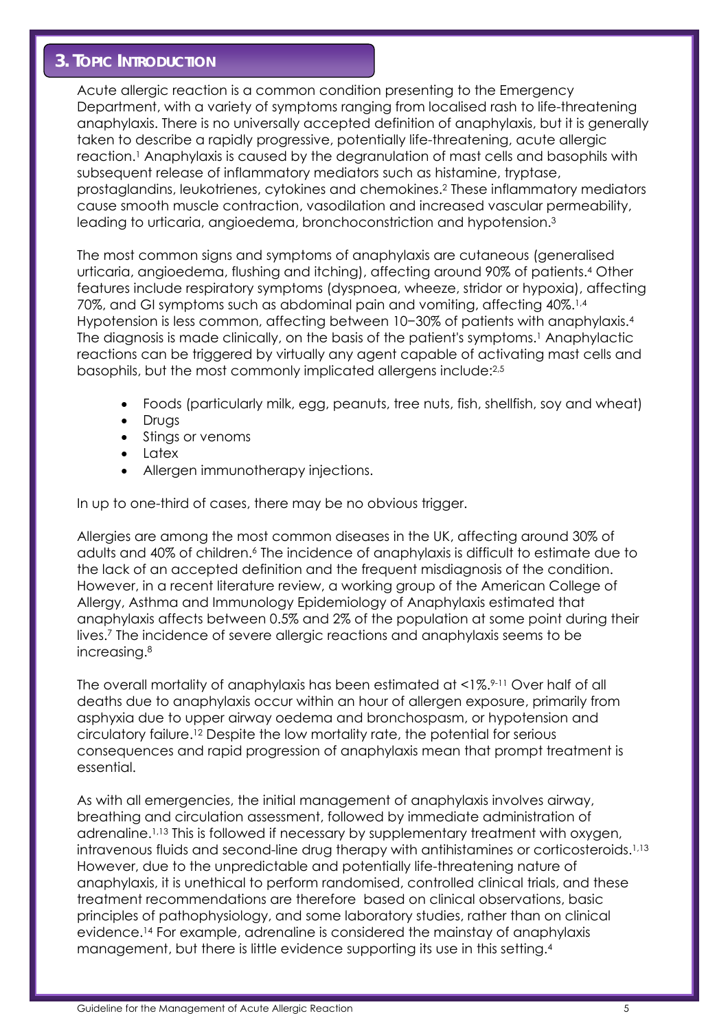## 3. Topic Introduction

Acute allergic reaction is a common condition presenting to the Emergency Department, with a variety of symptoms ranging from localised rash to life-threatening anaphylaxis. There is no universally accepted definition of anaphylaxis, but it is generally taken to describe a rapidly progressive, potentially life-threatening, acute allergic reaction.[1] Anaphylaxis is caused by the degranulation of mast cells and basophils with subsequent release of inflammatory mediators such as histamine, tryptase, prostaglandins, leukotrienes, cytokines and chemokines.[2] These inflammatory mediators cause smooth muscle contraction, vasodilation and increased vascular permeability, leading to urticaria, angioedema, bronchoconstriction and hypotension.[3]

The most common signs and symptoms of anaphylaxis are cutaneous (generalised urticaria, angioedema, flushing and itching), affecting around 90% of patients.[4] Other features include respiratory symptoms (dyspnoea, wheeze, stridor or hypoxia), affecting 70%, and GI symptoms such as abdominal pain and vomiting, affecting 40%.[1,4] Hypotension is less common, affecting between 10–30% of patients with anaphylaxis.[4] The diagnosis is made clinically, on the basis of the patient's symptoms.[1] Anaphylactic reactions can be triggered by virtually any agent capable of activating mast cells and basophils, but the most commonly implicated allergens include:[2,5]

- Foods (particularly milk, egg, peanuts, tree nuts, fish, shellfish, soy and wheat)
- Drugs
- Stings or venoms
- Latex
- Allergen immunotherapy injections.

In up to one-third of cases, there may be no obvious trigger.

Allergies are among the most common diseases in the UK, affecting around 30% of adults and 40% of children.[6] The incidence of anaphylaxis is difficult to estimate due to the lack of an accepted definition and the frequent misdiagnosis of the condition. However, in a recent literature review, a working group of the American College of Allergy, Asthma and Immunology Epidemiology of Anaphylaxis estimated that anaphylaxis affects between 0.5% and 2% of the population at some point during their lives.[7] The incidence of severe allergic reactions and anaphylaxis seems to be increasing.[8]

The overall mortality of anaphylaxis has been estimated at <1%.[9-11] Over half of all deaths due to anaphylaxis occur within an hour of allergen exposure, primarily from asphyxia due to upper airway oedema and bronchospasm, or hypotension and circulatory failure.[12] Despite the low mortality rate, the potential for serious consequences and rapid progression of anaphylaxis mean that prompt treatment is essential.

As with all emergencies, the initial management of anaphylaxis involves airway, breathing and circulation assessment, followed by immediate administration of adrenaline.[1,13] This is followed if necessary by supplementary treatment with oxygen, intravenous fluids and second-line drug therapy with antihistamines or corticosteroids.[1,13] However, due to the unpredictable and potentially life-threatening nature of anaphylaxis, it is unethical to perform randomised, controlled clinical trials, and these treatment recommendations are therefore based on clinical observations, basic principles of pathophysiology, and some laboratory studies, rather than on clinical evidence.[14] For example, adrenaline is considered the mainstay of anaphylaxis management, but there is little evidence supporting its use in this setting.[4]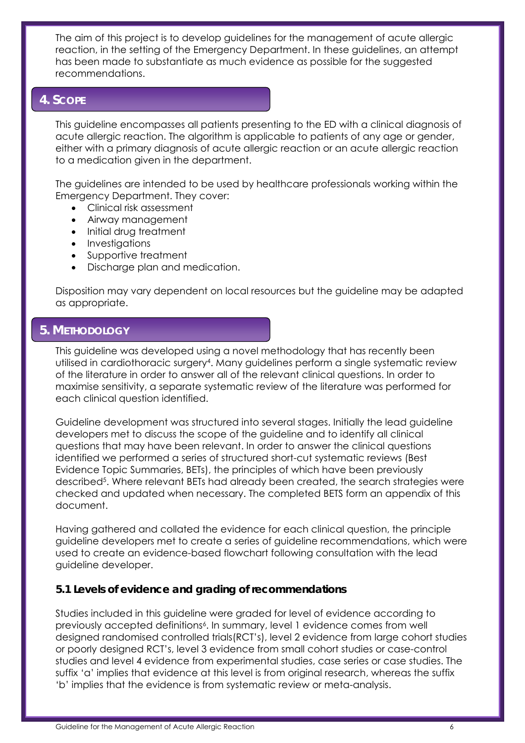The aim of this project is to develop guidelines for the management of acute allergic reaction, in the setting of the Emergency Department. In these guidelines, an attempt has been made to substantiate as much evidence as possible for the suggested recommendations.

## 4. SCOPE

This guideline encompasses all patients presenting to the ED with a clinical diagnosis of acute allergic reaction. The algorithm is applicable to patients of any age or gender, either with a primary diagnosis of acute allergic reaction or an acute allergic reaction to a medication given in the department.

The guidelines are intended to be used by healthcare professionals working within the Emergency Department. They cover:

- Clinical risk assessment
- Airway management
- Initial drug treatment
- Investigations
- Supportive treatment
- Discharge plan and medication.

Disposition may vary dependent on local resources but the guideline may be adapted as appropriate.

## 5. METHODOLOGY

This guideline was developed using a novel methodology that has recently been utilised in cardiothoracic surgery[4]. Many guidelines perform a single systematic review of the literature in order to answer all of the relevant clinical questions. In order to maximise sensitivity, a separate systematic review of the literature was performed for each clinical question identified.

Guideline development was structured into several stages. Initially the lead guideline developers met to discuss the scope of the guideline and to identify all clinical questions that may have been relevant. In order to answer the clinical questions identified we performed a series of structured short-cut systematic reviews (Best Evidence Topic Summaries, BETs), the principles of which have been previously described[5]. Where relevant BETs had already been created, the search strategies were checked and updated when necessary. The completed BETS form an appendix of this document.

Having gathered and collated the evidence for each clinical question, the principle guideline developers met to create a series of guideline recommendations, which were used to create an evidence-based flowchart following consultation with the lead guideline developer.

### 5.1 Levels of evidence and grading of recommendations

Studies included in this guideline were graded for level of evidence according to previously accepted definitions[6]. In summary, level 1 evidence comes from well designed randomised controlled trials(RCT's), level 2 evidence from large cohort studies or poorly designed RCT's, level 3 evidence from small cohort studies or case-control studies and level 4 evidence from experimental studies, case series or case studies. The suffix 'a' implies that evidence at this level is from original research, whereas the suffix 'b' implies that the evidence is from systematic review or meta-analysis.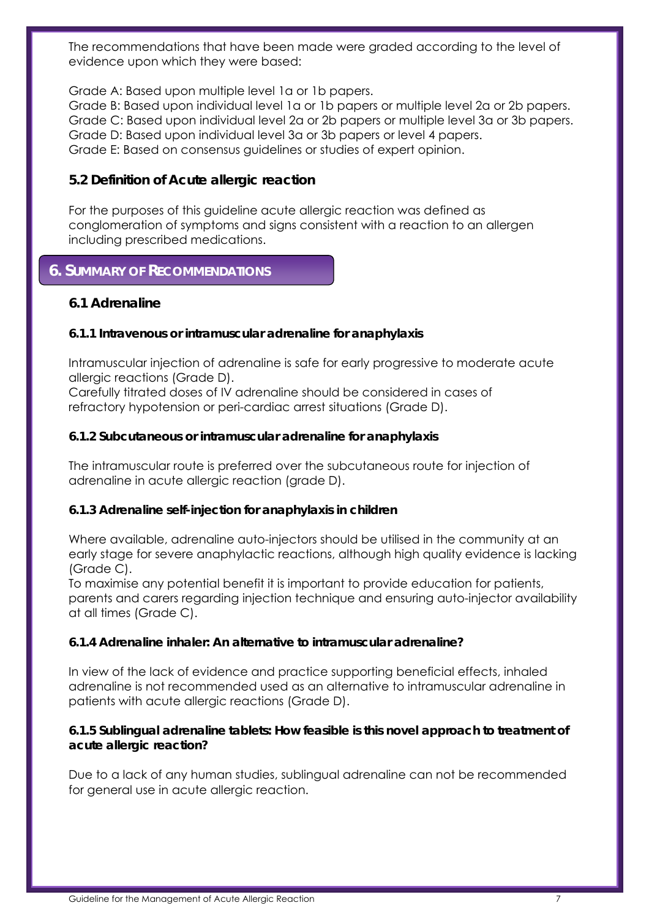The recommendations that have been made were graded according to the level of evidence upon which they were based:

Grade A: Based upon multiple level 1a or 1b papers.
Grade B: Based upon individual level 1a or 1b papers or multiple level 2a or 2b papers.
Grade C: Based upon individual level 2a or 2b papers or multiple level 3a or 3b papers.
Grade D: Based upon individual level 3a or 3b papers or level 4 papers.
Grade E: Based on consensus guidelines or studies of expert opinion.

### 5.2 Definition of Acute allergic reaction

For the purposes of this guideline acute allergic reaction was defined as conglomeration of symptoms and signs consistent with a reaction to an allergen including prescribed medications.

## 6. Summary of Recommendations

### 6.1 Adrenaline

#### 6.1.1 Intravenous or intramuscular adrenaline for anaphylaxis

Intramuscular injection of adrenaline is safe for early progressive to moderate acute allergic reactions (Grade D).
Carefully titrated doses of IV adrenaline should be considered in cases of refractory hypotension or peri-cardiac arrest situations (Grade D).

#### 6.1.2 Subcutaneous or intramuscular adrenaline for anaphylaxis

The intramuscular route is preferred over the subcutaneous route for injection of adrenaline in acute allergic reaction (grade D).

#### 6.1.3 Adrenaline self-injection for anaphylaxis in children

Where available, adrenaline auto-injectors should be utilised in the community at an early stage for severe anaphylactic reactions, although high quality evidence is lacking (Grade C).
To maximise any potential benefit it is important to provide education for patients, parents and carers regarding injection technique and ensuring auto-injector availability at all times (Grade C).

#### 6.1.4 Adrenaline inhaler: An alternative to intramuscular adrenaline?

In view of the lack of evidence and practice supporting beneficial effects, inhaled adrenaline is not recommended used as an alternative to intramuscular adrenaline in patients with acute allergic reactions (Grade D).

#### 6.1.5 Sublingual adrenaline tablets: How feasible is this novel approach to treatment of acute allergic reaction?

Due to a lack of any human studies, sublingual adrenaline can not be recommended for general use in acute allergic reaction.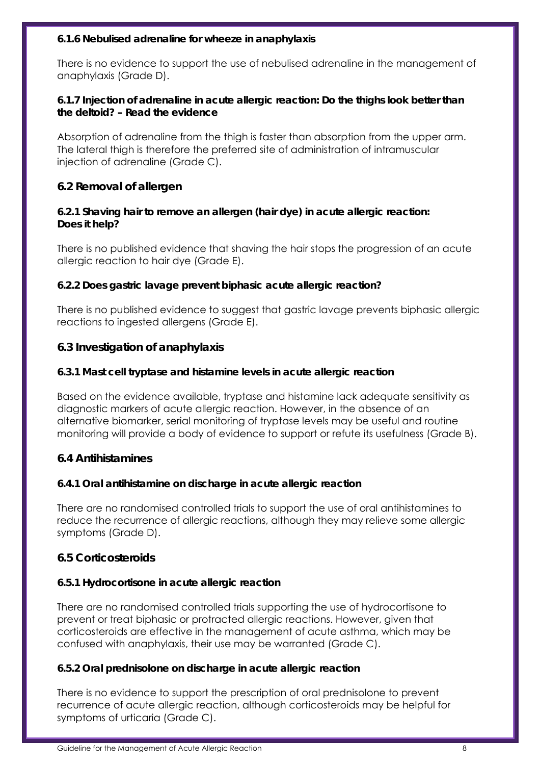#### 6.1.6 Nebulised adrenaline for wheeze in anaphylaxis

There is no evidence to support the use of nebulised adrenaline in the management of anaphylaxis (Grade D).

#### 6.1.7 Injection of adrenaline in acute allergic reaction: Do the thighs look better than the deltoid? – Read the evidence

Absorption of adrenaline from the thigh is faster than absorption from the upper arm. The lateral thigh is therefore the preferred site of administration of intramuscular injection of adrenaline (Grade C).

### 6.2 Removal of allergen

#### 6.2.1 Shaving hair to remove an allergen (hair dye) in acute allergic reaction: Does it help?

There is no published evidence that shaving the hair stops the progression of an acute allergic reaction to hair dye (Grade E).

#### 6.2.2 Does gastric lavage prevent biphasic acute allergic reaction?

There is no published evidence to suggest that gastric lavage prevents biphasic allergic reactions to ingested allergens (Grade E).

### 6.3 Investigation of anaphylaxis

#### 6.3.1 Mast cell tryptase and histamine levels in acute allergic reaction

Based on the evidence available, tryptase and histamine lack adequate sensitivity as diagnostic markers of acute allergic reaction. However, in the absence of an alternative biomarker, serial monitoring of tryptase levels may be useful and routine monitoring will provide a body of evidence to support or refute its usefulness (Grade B).

### 6.4 Antihistamines

#### 6.4.1 Oral antihistamine on discharge in acute allergic reaction

There are no randomised controlled trials to support the use of oral antihistamines to reduce the recurrence of allergic reactions, although they may relieve some allergic symptoms (Grade D).

### 6.5 Corticosteroids

#### 6.5.1 Hydrocortisone in acute allergic reaction

There are no randomised controlled trials supporting the use of hydrocortisone to prevent or treat biphasic or protracted allergic reactions. However, given that corticosteroids are effective in the management of acute asthma, which may be confused with anaphylaxis, their use may be warranted (Grade C).

#### 6.5.2 Oral prednisolone on discharge in acute allergic reaction

There is no evidence to support the prescription of oral prednisolone to prevent recurrence of acute allergic reaction, although corticosteroids may be helpful for symptoms of urticaria (Grade C).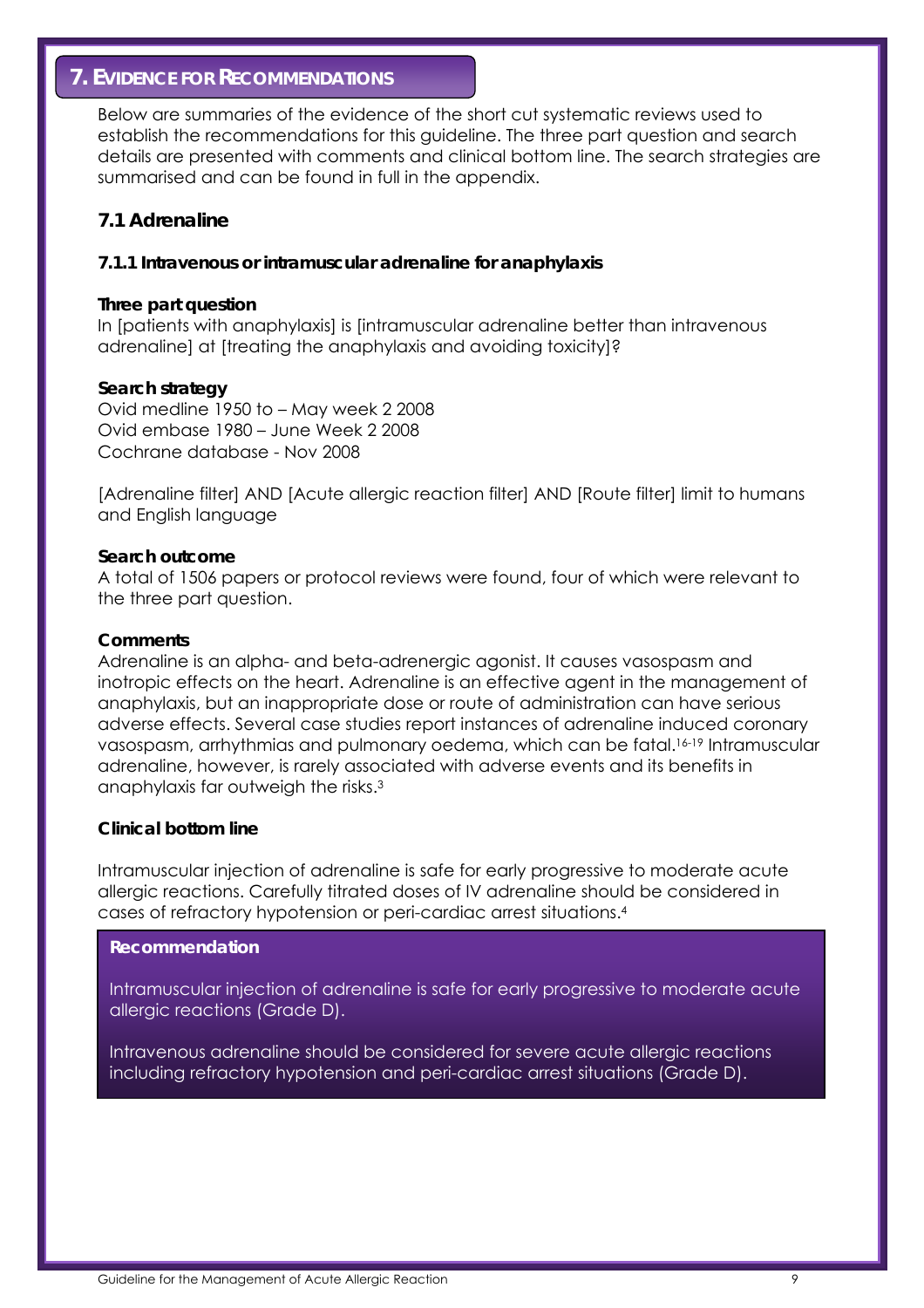## 7. EVIDENCE FOR RECOMMENDATIONS

Below are summaries of the evidence of the short cut systematic reviews used to establish the recommendations for this guideline. The three part question and search details are presented with comments and clinical bottom line. The search strategies are summarised and can be found in full in the appendix.

### 7.1 Adrenaline

#### 7.1.1 Intravenous or intramuscular adrenaline for anaphylaxis

**Three part question**

In [patients with anaphylaxis] is [intramuscular adrenaline better than intravenous adrenaline] at [treating the anaphylaxis and avoiding toxicity]?

**Search strategy**

Ovid medline 1950 to – May week 2 2008
Ovid embase 1980 – June Week 2 2008
Cochrane database - Nov 2008

[Adrenaline filter] AND [Acute allergic reaction filter] AND [Route filter] limit to humans and English language

**Search outcome**

A total of 1506 papers or protocol reviews were found, four of which were relevant to the three part question.

**Comments**

Adrenaline is an alpha- and beta-adrenergic agonist. It causes vasospasm and inotropic effects on the heart. Adrenaline is an effective agent in the management of anaphylaxis, but an inappropriate dose or route of administration can have serious adverse effects. Several case studies report instances of adrenaline induced coronary vasospasm, arrhythmias and pulmonary oedema, which can be fatal.[16-19] Intramuscular adrenaline, however, is rarely associated with adverse events and its benefits in anaphylaxis far outweigh the risks.[3]

**Clinical bottom line**

Intramuscular injection of adrenaline is safe for early progressive to moderate acute allergic reactions. Carefully titrated doses of IV adrenaline should be considered in cases of refractory hypotension or peri-cardiac arrest situations.[4]

**Recommendation**

Intramuscular injection of adrenaline is safe for early progressive to moderate acute allergic reactions (Grade D).

Intravenous adrenaline should be considered for severe acute allergic reactions including refractory hypotension and peri-cardiac arrest situations (Grade D).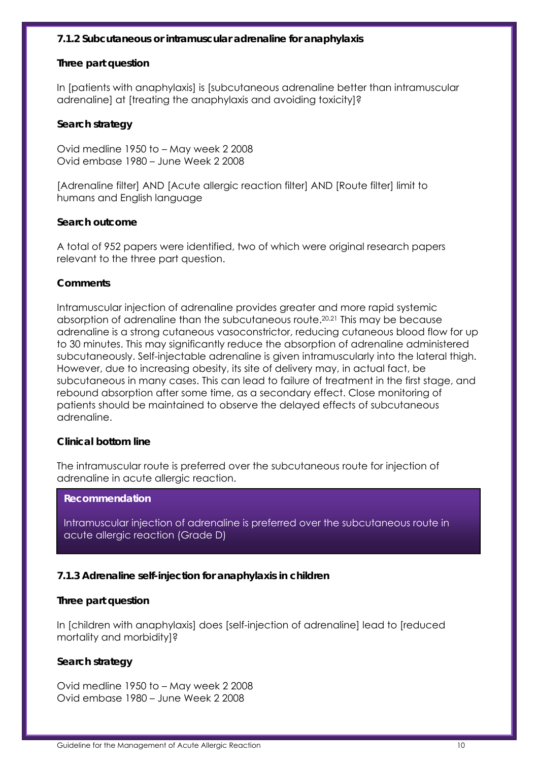### 7.1.2 Subcutaneous or intramuscular adrenaline for anaphylaxis

**Three part question**

In [patients with anaphylaxis] is [subcutaneous adrenaline better than intramuscular adrenaline] at [treating the anaphylaxis and avoiding toxicity]?

**Search strategy**

Ovid medline 1950 to – May week 2 2008
Ovid embase 1980 – June Week 2 2008

[Adrenaline filter] AND [Acute allergic reaction filter] AND [Route filter] limit to humans and English language

**Search outcome**

A total of 952 papers were identified, two of which were original research papers relevant to the three part question.

**Comments**

Intramuscular injection of adrenaline provides greater and more rapid systemic absorption of adrenaline than the subcutaneous route.[20,21] This may be because adrenaline is a strong cutaneous vasoconstrictor, reducing cutaneous blood flow for up to 30 minutes. This may significantly reduce the absorption of adrenaline administered subcutaneously. Self-injectable adrenaline is given intramuscularly into the lateral thigh. However, due to increasing obesity, its site of delivery may, in actual fact, be subcutaneous in many cases. This can lead to failure of treatment in the first stage, and rebound absorption after some time, as a secondary effect. Close monitoring of patients should be maintained to observe the delayed effects of subcutaneous adrenaline.

**Clinical bottom line**

The intramuscular route is preferred over the subcutaneous route for injection of adrenaline in acute allergic reaction.

> **Recommendation**
>
> Intramuscular injection of adrenaline is preferred over the subcutaneous route in acute allergic reaction (Grade D)

### 7.1.3 Adrenaline self-injection for anaphylaxis in children

**Three part question**

In [children with anaphylaxis] does [self-injection of adrenaline] lead to [reduced mortality and morbidity]?

**Search strategy**

Ovid medline 1950 to – May week 2 2008
Ovid embase 1980 – June Week 2 2008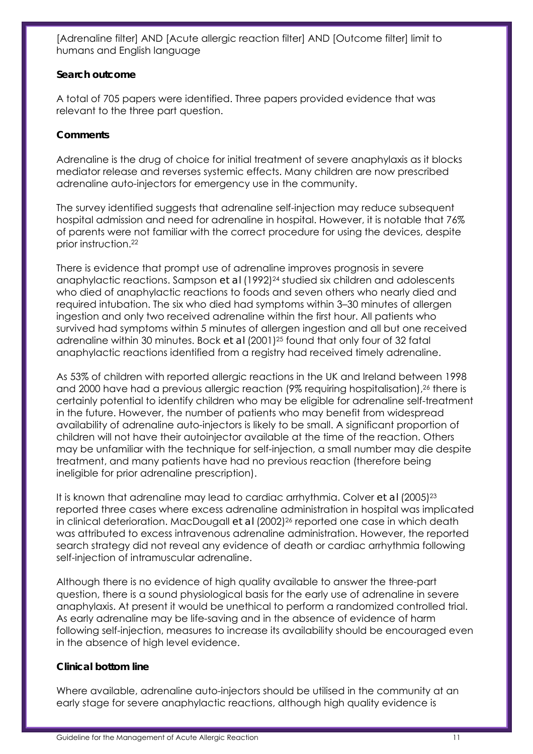[Adrenaline filter] AND [Acute allergic reaction filter] AND [Outcome filter] limit to humans and English language

**Search outcome**

A total of 705 papers were identified. Three papers provided evidence that was relevant to the three part question.

**Comments**

Adrenaline is the drug of choice for initial treatment of severe anaphylaxis as it blocks mediator release and reverses systemic effects. Many children are now prescribed adrenaline auto-injectors for emergency use in the community.

The survey identified suggests that adrenaline self-injection may reduce subsequent hospital admission and need for adrenaline in hospital. However, it is notable that 76% of parents were not familiar with the correct procedure for using the devices, despite prior instruction.[22]

There is evidence that prompt use of adrenaline improves prognosis in severe anaphylactic reactions. Sampson *et al* (1992)[24] studied six children and adolescents who died of anaphylactic reactions to foods and seven others who nearly died and required intubation. The six who died had symptoms within 3–30 minutes of allergen ingestion and only two received adrenaline within the first hour. All patients who survived had symptoms within 5 minutes of allergen ingestion and all but one received adrenaline within 30 minutes. Bock *et al* (2001)[25] found that only four of 32 fatal anaphylactic reactions identified from a registry had received timely adrenaline.

As 53% of children with reported allergic reactions in the UK and Ireland between 1998 and 2000 have had a previous allergic reaction (9% requiring hospitalisation),[26] there is certainly potential to identify children who may be eligible for adrenaline self-treatment in the future. However, the number of patients who may benefit from widespread availability of adrenaline auto-injectors is likely to be small. A significant proportion of children will not have their autoinjector available at the time of the reaction. Others may be unfamiliar with the technique for self-injection, a small number may die despite treatment, and many patients have had no previous reaction (therefore being ineligible for prior adrenaline prescription).

It is known that adrenaline may lead to cardiac arrhythmia. Colver *et al* (2005)[23] reported three cases where excess adrenaline administration in hospital was implicated in clinical deterioration. MacDougall *et al* (2002)[26] reported one case in which death was attributed to excess intravenous adrenaline administration. However, the reported search strategy did not reveal any evidence of death or cardiac arrhythmia following self-injection of intramuscular adrenaline.

Although there is no evidence of high quality available to answer the three-part question, there is a sound physiological basis for the early use of adrenaline in severe anaphylaxis. At present it would be unethical to perform a randomized controlled trial. As early adrenaline may be life-saving and in the absence of evidence of harm following self-injection, measures to increase its availability should be encouraged even in the absence of high level evidence.

**Clinical bottom line**

Where available, adrenaline auto-injectors should be utilised in the community at an early stage for severe anaphylactic reactions, although high quality evidence is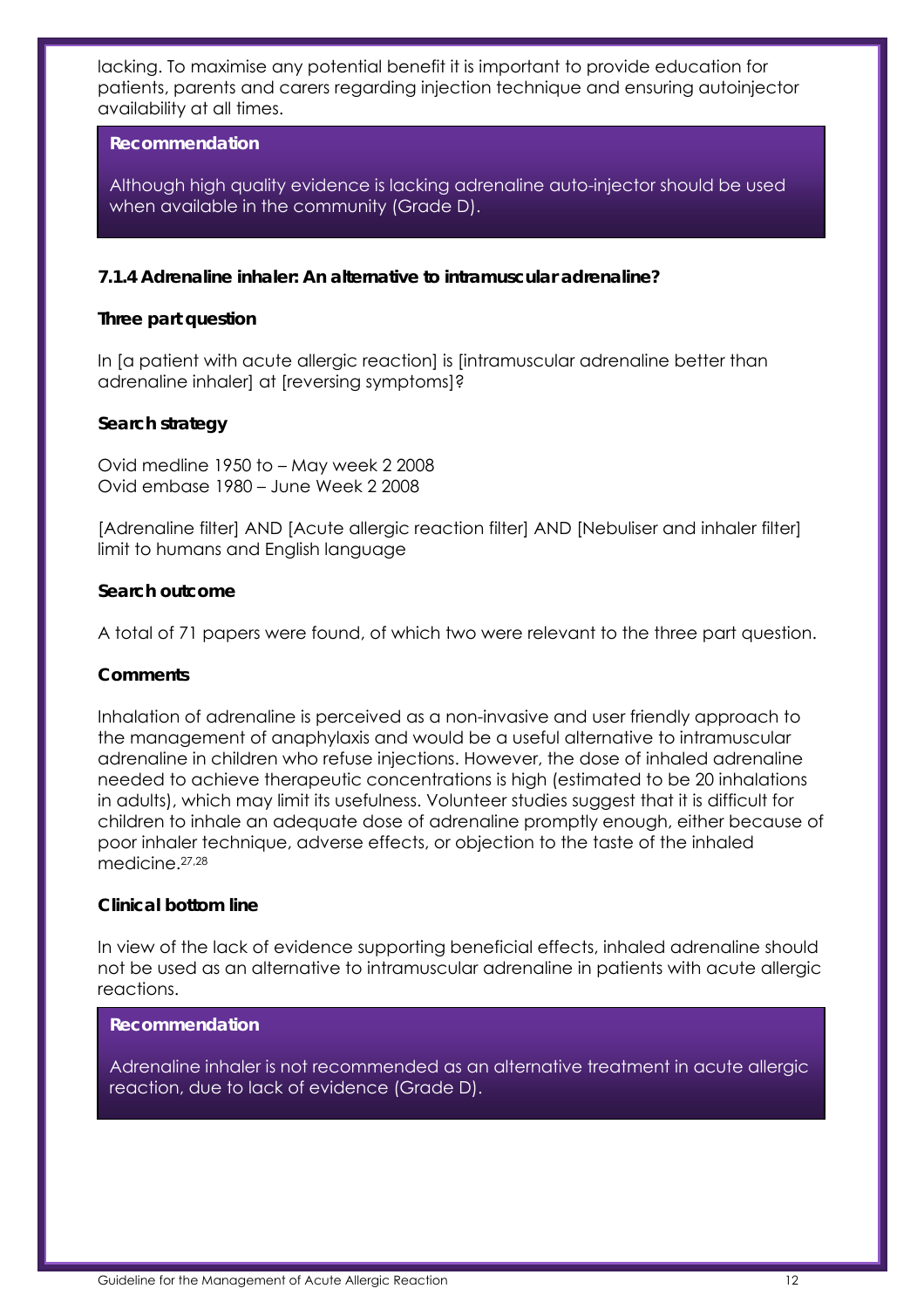lacking. To maximise any potential benefit it is important to provide education for patients, parents and carers regarding injection technique and ensuring autoinjector availability at all times.

> **Recommendation**
>
> Although high quality evidence is lacking adrenaline auto-injector should be used when available in the community (Grade D).

### 7.1.4 Adrenaline inhaler: An alternative to intramuscular adrenaline?

**Three part question**

In [a patient with acute allergic reaction] is [intramuscular adrenaline better than adrenaline inhaler] at [reversing symptoms]?

**Search strategy**

Ovid medline 1950 to – May week 2 2008
Ovid embase 1980 – June Week 2 2008

[Adrenaline filter] AND [Acute allergic reaction filter] AND [Nebuliser and inhaler filter] limit to humans and English language

**Search outcome**

A total of 71 papers were found, of which two were relevant to the three part question.

**Comments**

Inhalation of adrenaline is perceived as a non-invasive and user friendly approach to the management of anaphylaxis and would be a useful alternative to intramuscular adrenaline in children who refuse injections. However, the dose of inhaled adrenaline needed to achieve therapeutic concentrations is high (estimated to be 20 inhalations in adults), which may limit its usefulness. Volunteer studies suggest that it is difficult for children to inhale an adequate dose of adrenaline promptly enough, either because of poor inhaler technique, adverse effects, or objection to the taste of the inhaled medicine.[27,28]

**Clinical bottom line**

In view of the lack of evidence supporting beneficial effects, inhaled adrenaline should not be used as an alternative to intramuscular adrenaline in patients with acute allergic reactions.

> **Recommendation**
>
> Adrenaline inhaler is not recommended as an alternative treatment in acute allergic reaction, due to lack of evidence (Grade D).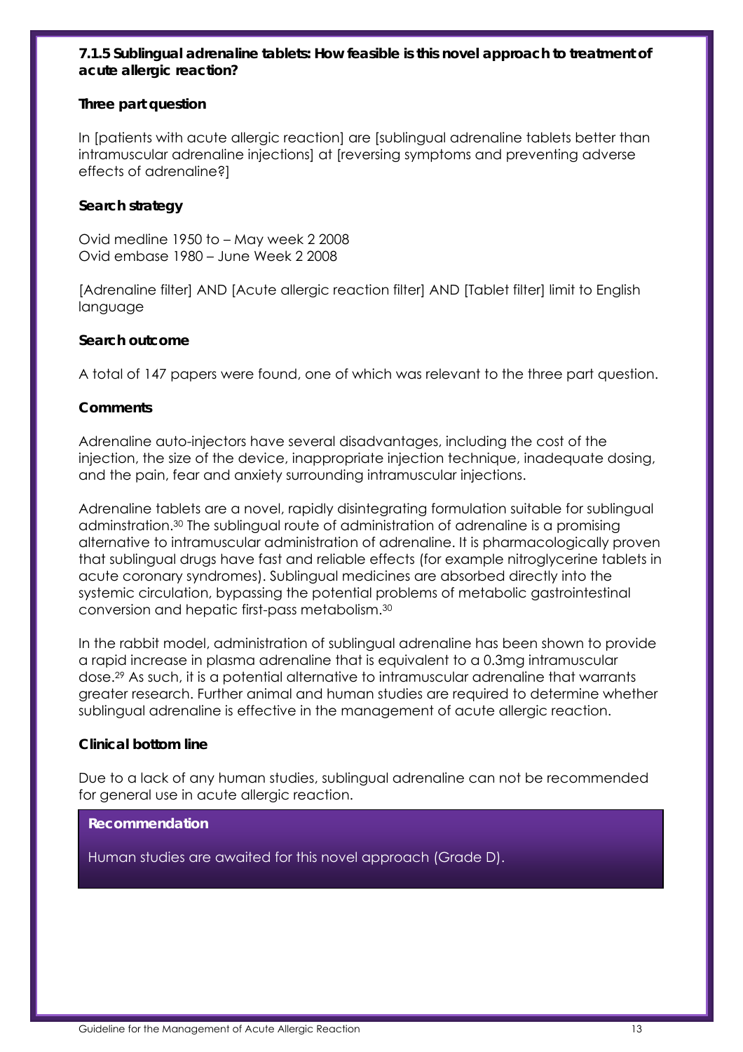### 7.1.5 Sublingual adrenaline tablets: How feasible is this novel approach to treatment of acute allergic reaction?

**Three part question**

In [patients with acute allergic reaction] are [sublingual adrenaline tablets better than intramuscular adrenaline injections] at [reversing symptoms and preventing adverse effects of adrenaline?]

**Search strategy**

Ovid medline 1950 to – May week 2 2008
Ovid embase 1980 – June Week 2 2008

[Adrenaline filter] AND [Acute allergic reaction filter] AND [Tablet filter] limit to English language

**Search outcome**

A total of 147 papers were found, one of which was relevant to the three part question.

**Comments**

Adrenaline auto-injectors have several disadvantages, including the cost of the injection, the size of the device, inappropriate injection technique, inadequate dosing, and the pain, fear and anxiety surrounding intramuscular injections.

Adrenaline tablets are a novel, rapidly disintegrating formulation suitable for sublingual adminstration.[30] The sublingual route of administration of adrenaline is a promising alternative to intramuscular administration of adrenaline. It is pharmacologically proven that sublingual drugs have fast and reliable effects (for example nitroglycerine tablets in acute coronary syndromes). Sublingual medicines are absorbed directly into the systemic circulation, bypassing the potential problems of metabolic gastrointestinal conversion and hepatic first-pass metabolism.[30]

In the rabbit model, administration of sublingual adrenaline has been shown to provide a rapid increase in plasma adrenaline that is equivalent to a 0.3mg intramuscular dose.[29] As such, it is a potential alternative to intramuscular adrenaline that warrants greater research. Further animal and human studies are required to determine whether sublingual adrenaline is effective in the management of acute allergic reaction.

**Clinical bottom line**

Due to a lack of any human studies, sublingual adrenaline can not be recommended for general use in acute allergic reaction.

**Recommendation**

Human studies are awaited for this novel approach (Grade D).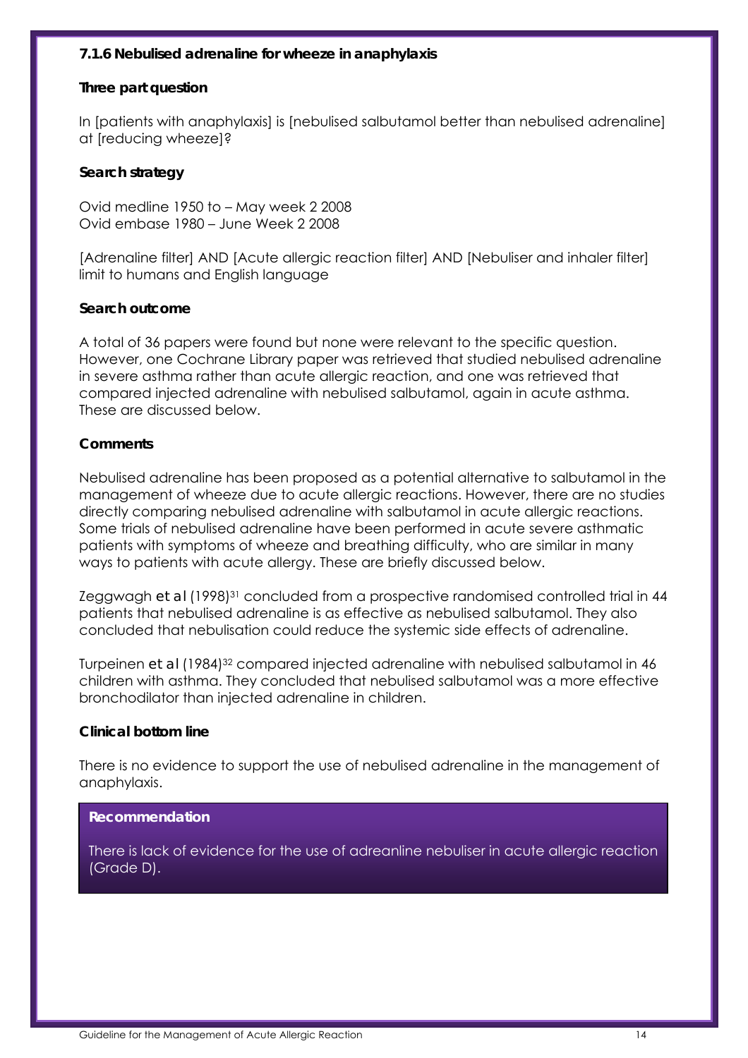### 7.1.6 Nebulised adrenaline for wheeze in anaphylaxis

**Three part question**

In [patients with anaphylaxis] is [nebulised salbutamol better than nebulised adrenaline] at [reducing wheeze]?

**Search strategy**

Ovid medline 1950 to – May week 2 2008
Ovid embase 1980 – June Week 2 2008

[Adrenaline filter] AND [Acute allergic reaction filter] AND [Nebuliser and inhaler filter] limit to humans and English language

**Search outcome**

A total of 36 papers were found but none were relevant to the specific question. However, one Cochrane Library paper was retrieved that studied nebulised adrenaline in severe asthma rather than acute allergic reaction, and one was retrieved that compared injected adrenaline with nebulised salbutamol, again in acute asthma. These are discussed below.

**Comments**

Nebulised adrenaline has been proposed as a potential alternative to salbutamol in the management of wheeze due to acute allergic reactions. However, there are no studies directly comparing nebulised adrenaline with salbutamol in acute allergic reactions. Some trials of nebulised adrenaline have been performed in acute severe asthmatic patients with symptoms of wheeze and breathing difficulty, who are similar in many ways to patients with acute allergy. These are briefly discussed below.

Zeggwagh *et al* (1998)[31] concluded from a prospective randomised controlled trial in 44 patients that nebulised adrenaline is as effective as nebulised salbutamol. They also concluded that nebulisation could reduce the systemic side effects of adrenaline.

Turpeinen *et al* (1984)[32] compared injected adrenaline with nebulised salbutamol in 46 children with asthma. They concluded that nebulised salbutamol was a more effective bronchodilator than injected adrenaline in children.

**Clinical bottom line**

There is no evidence to support the use of nebulised adrenaline in the management of anaphylaxis.

**Recommendation**

There is lack of evidence for the use of adreanline nebuliser in acute allergic reaction (Grade D).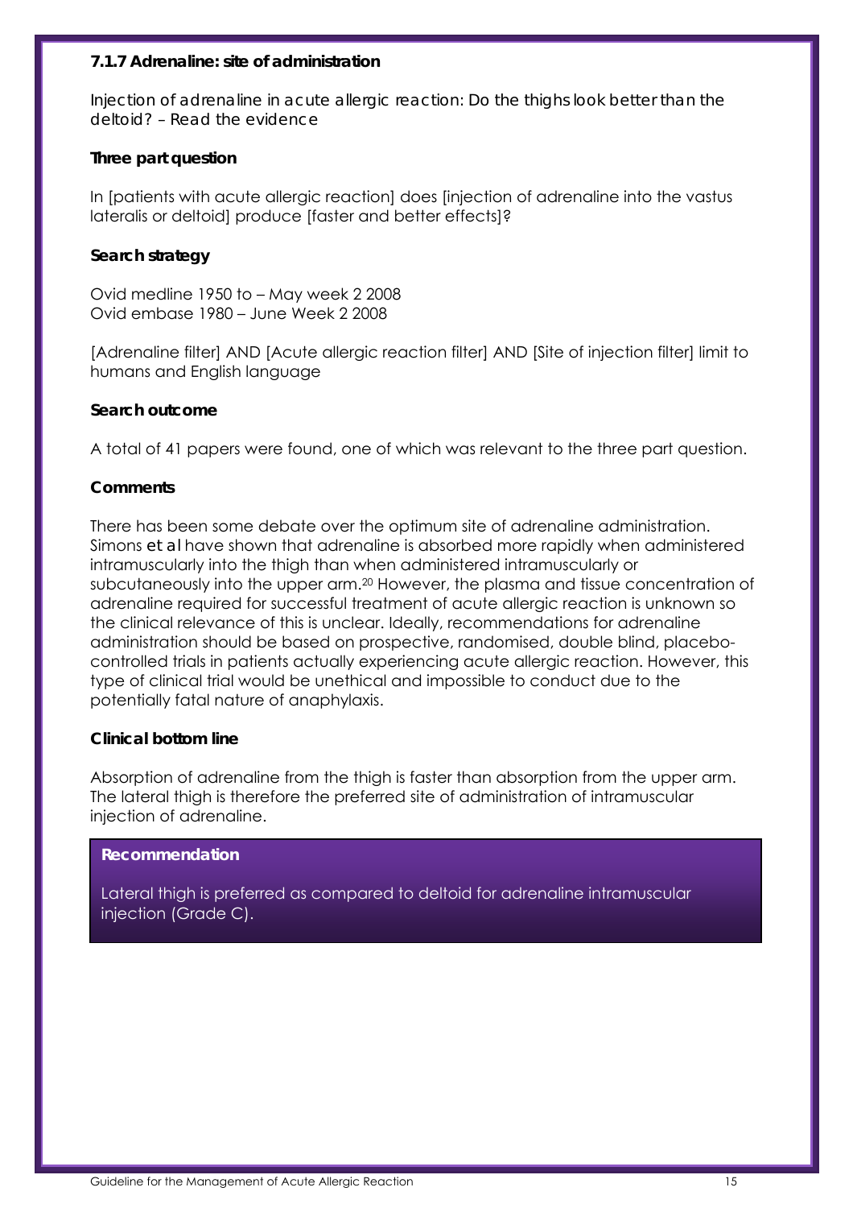### 7.1.7 Adrenaline: site of administration

Injection of adrenaline in acute allergic reaction: Do the thighs look better than the deltoid? – Read the evidence

**Three part question**

In [patients with acute allergic reaction] does [injection of adrenaline into the vastus lateralis or deltoid] produce [faster and better effects]?

**Search strategy**

Ovid medline 1950 to – May week 2 2008
Ovid embase 1980 – June Week 2 2008

[Adrenaline filter] AND [Acute allergic reaction filter] AND [Site of injection filter] limit to humans and English language

**Search outcome**

A total of 41 papers were found, one of which was relevant to the three part question.

**Comments**

There has been some debate over the optimum site of adrenaline administration. Simons *et al* have shown that adrenaline is absorbed more rapidly when administered intramuscularly into the thigh than when administered intramuscularly or subcutaneously into the upper arm.[20] However, the plasma and tissue concentration of adrenaline required for successful treatment of acute allergic reaction is unknown so the clinical relevance of this is unclear. Ideally, recommendations for adrenaline administration should be based on prospective, randomised, double blind, placebo-controlled trials in patients actually experiencing acute allergic reaction. However, this type of clinical trial would be unethical and impossible to conduct due to the potentially fatal nature of anaphylaxis.

**Clinical bottom line**

Absorption of adrenaline from the thigh is faster than absorption from the upper arm. The lateral thigh is therefore the preferred site of administration of intramuscular injection of adrenaline.

**Recommendation**

Lateral thigh is preferred as compared to deltoid for adrenaline intramuscular injection (Grade C).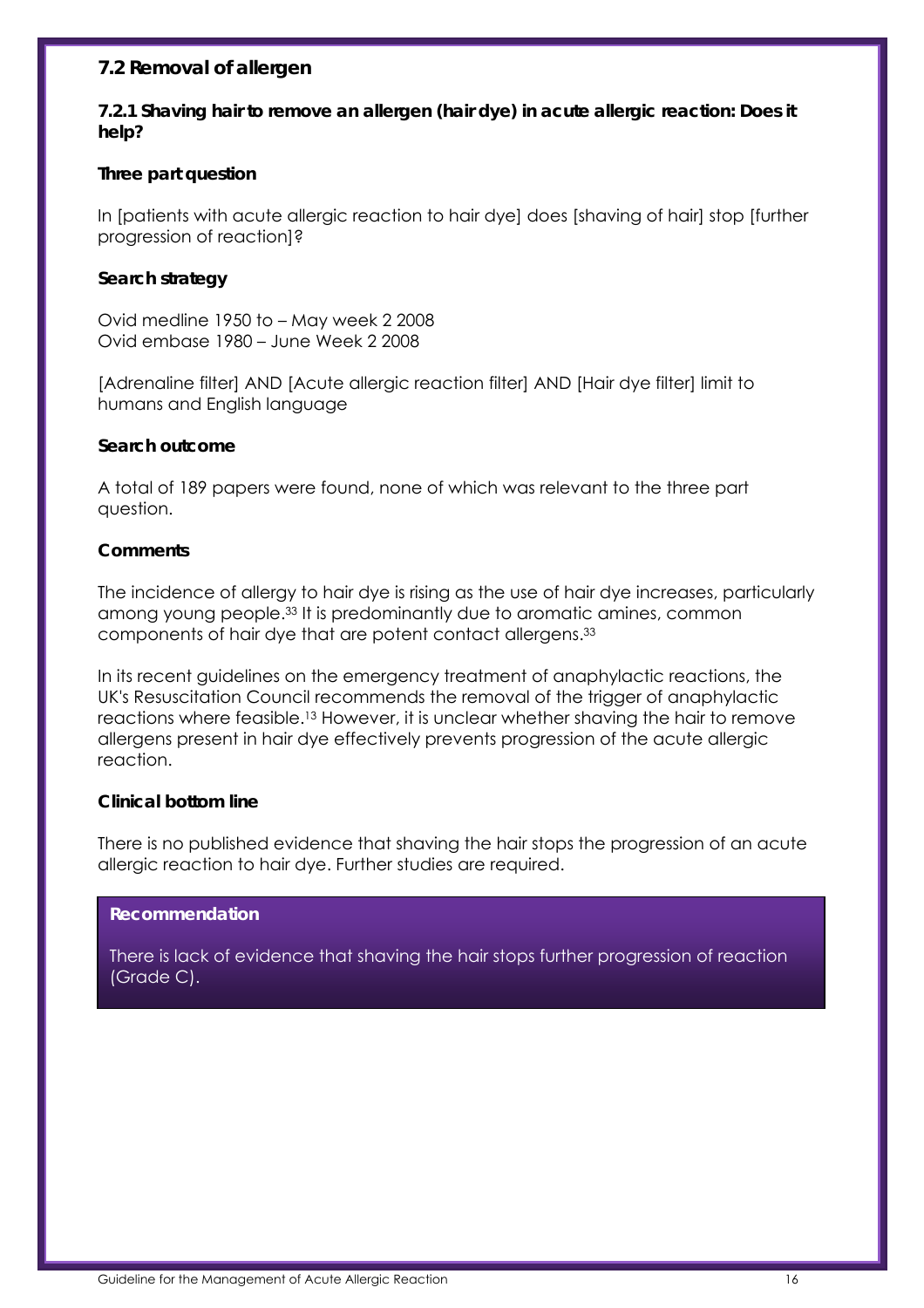## 7.2 Removal of allergen

### 7.2.1 Shaving hair to remove an allergen (hair dye) in acute allergic reaction: Does it help?

**Three part question**

In [patients with acute allergic reaction to hair dye] does [shaving of hair] stop [further progression of reaction]?

**Search strategy**

Ovid medline 1950 to – May week 2 2008
Ovid embase 1980 – June Week 2 2008

[Adrenaline filter] AND [Acute allergic reaction filter] AND [Hair dye filter] limit to humans and English language

**Search outcome**

A total of 189 papers were found, none of which was relevant to the three part question.

**Comments**

The incidence of allergy to hair dye is rising as the use of hair dye increases, particularly among young people.[33] It is predominantly due to aromatic amines, common components of hair dye that are potent contact allergens.[33]

In its recent guidelines on the emergency treatment of anaphylactic reactions, the UK's Resuscitation Council recommends the removal of the trigger of anaphylactic reactions where feasible.[13] However, it is unclear whether shaving the hair to remove allergens present in hair dye effectively prevents progression of the acute allergic reaction.

**Clinical bottom line**

There is no published evidence that shaving the hair stops the progression of an acute allergic reaction to hair dye. Further studies are required.

**Recommendation**

There is lack of evidence that shaving the hair stops further progression of reaction (Grade C).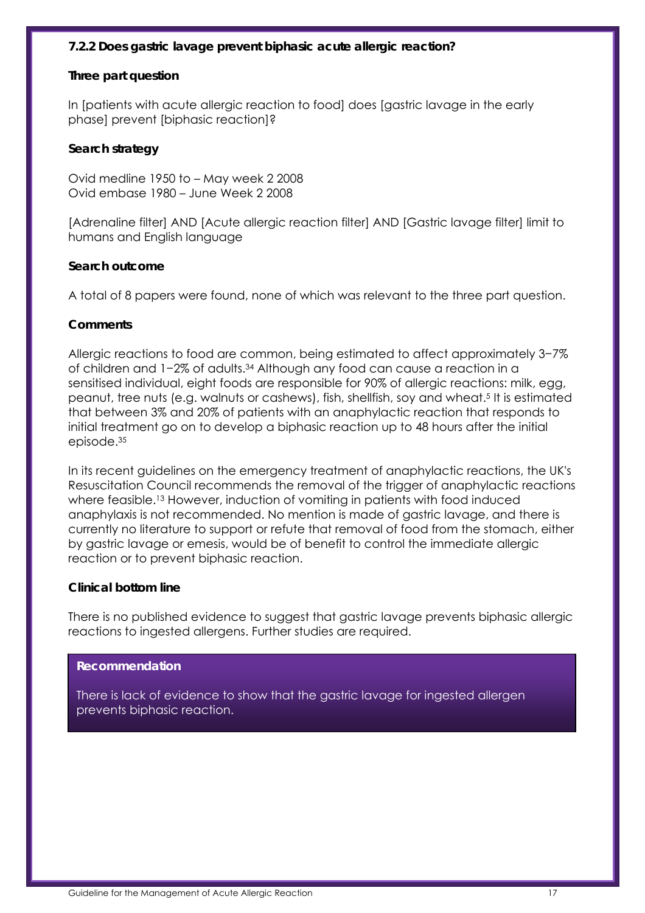### 7.2.2 Does gastric lavage prevent biphasic acute allergic reaction?

**Three part question**

In [patients with acute allergic reaction to food] does [gastric lavage in the early phase] prevent [biphasic reaction]?

**Search strategy**

Ovid medline 1950 to – May week 2 2008
Ovid embase 1980 – June Week 2 2008

[Adrenaline filter] AND [Acute allergic reaction filter] AND [Gastric lavage filter] limit to humans and English language

**Search outcome**

A total of 8 papers were found, none of which was relevant to the three part question.

**Comments**

Allergic reactions to food are common, being estimated to affect approximately 3−7% of children and 1−2% of adults.[34] Although any food can cause a reaction in a sensitised individual, eight foods are responsible for 90% of allergic reactions: milk, egg, peanut, tree nuts (e.g. walnuts or cashews), fish, shellfish, soy and wheat.[5] It is estimated that between 3% and 20% of patients with an anaphylactic reaction that responds to initial treatment go on to develop a biphasic reaction up to 48 hours after the initial episode.[35]

In its recent guidelines on the emergency treatment of anaphylactic reactions, the UK's Resuscitation Council recommends the removal of the trigger of anaphylactic reactions where feasible.[13] However, induction of vomiting in patients with food induced anaphylaxis is not recommended. No mention is made of gastric lavage, and there is currently no literature to support or refute that removal of food from the stomach, either by gastric lavage or emesis, would be of benefit to control the immediate allergic reaction or to prevent biphasic reaction.

**Clinical bottom line**

There is no published evidence to suggest that gastric lavage prevents biphasic allergic reactions to ingested allergens. Further studies are required.

**Recommendation**

There is lack of evidence to show that the gastric lavage for ingested allergen prevents biphasic reaction.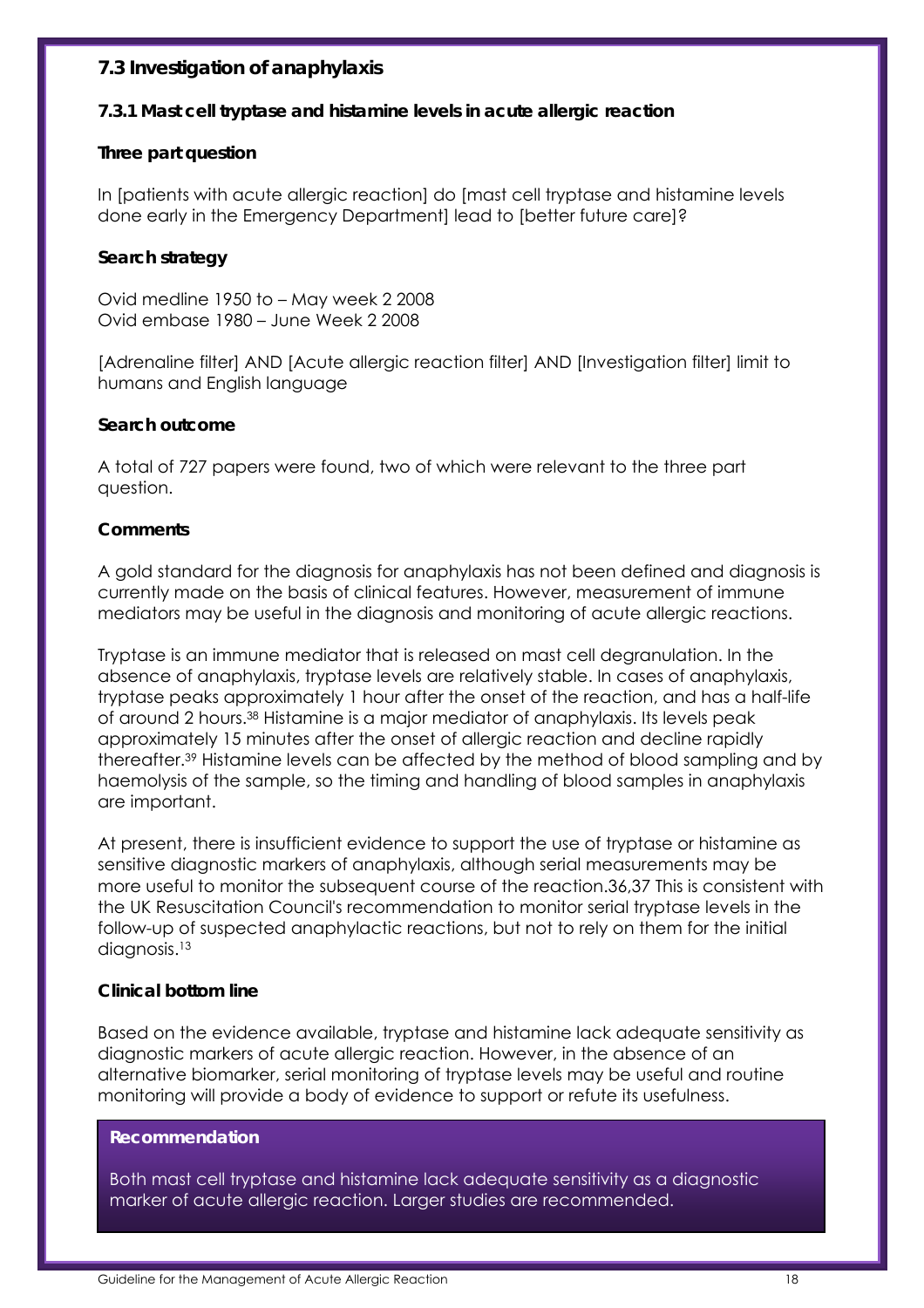## 7.3 Investigation of anaphylaxis

### 7.3.1 Mast cell tryptase and histamine levels in acute allergic reaction

**Three part question**

In [patients with acute allergic reaction] do [mast cell tryptase and histamine levels done early in the Emergency Department] lead to [better future care]?

**Search strategy**

Ovid medline 1950 to – May week 2 2008
Ovid embase 1980 – June Week 2 2008

[Adrenaline filter] AND [Acute allergic reaction filter] AND [Investigation filter] limit to humans and English language

**Search outcome**

A total of 727 papers were found, two of which were relevant to the three part question.

**Comments**

A gold standard for the diagnosis for anaphylaxis has not been defined and diagnosis is currently made on the basis of clinical features. However, measurement of immune mediators may be useful in the diagnosis and monitoring of acute allergic reactions.

Tryptase is an immune mediator that is released on mast cell degranulation. In the absence of anaphylaxis, tryptase levels are relatively stable. In cases of anaphylaxis, tryptase peaks approximately 1 hour after the onset of the reaction, and has a half-life of around 2 hours.[38] Histamine is a major mediator of anaphylaxis. Its levels peak approximately 15 minutes after the onset of allergic reaction and decline rapidly thereafter.[39] Histamine levels can be affected by the method of blood sampling and by haemolysis of the sample, so the timing and handling of blood samples in anaphylaxis are important.

At present, there is insufficient evidence to support the use of tryptase or histamine as sensitive diagnostic markers of anaphylaxis, although serial measurements may be more useful to monitor the subsequent course of the reaction.36,37 This is consistent with the UK Resuscitation Council's recommendation to monitor serial tryptase levels in the follow-up of suspected anaphylactic reactions, but not to rely on them for the initial diagnosis.[13]

**Clinical bottom line**

Based on the evidence available, tryptase and histamine lack adequate sensitivity as diagnostic markers of acute allergic reaction. However, in the absence of an alternative biomarker, serial monitoring of tryptase levels may be useful and routine monitoring will provide a body of evidence to support or refute its usefulness.

**Recommendation**

Both mast cell tryptase and histamine lack adequate sensitivity as a diagnostic marker of acute allergic reaction. Larger studies are recommended.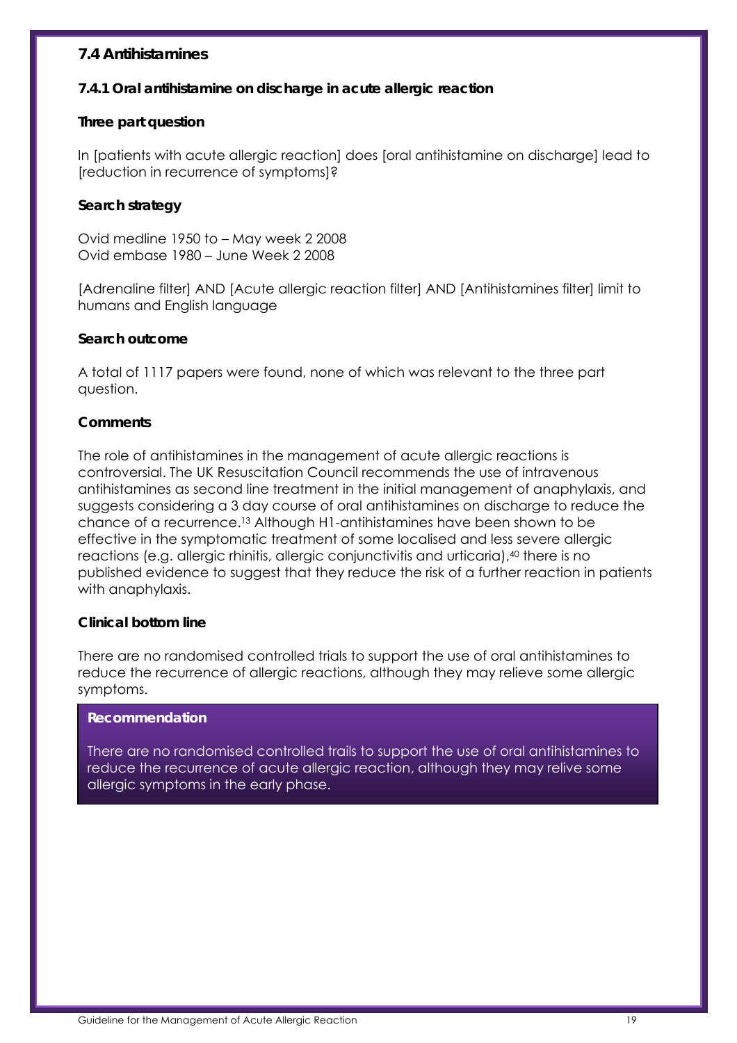## 7.4 Antihistamines

### 7.4.1 Oral antihistamine on discharge in acute allergic reaction

**Three part question**

In [patients with acute allergic reaction] does [oral antihistamine on discharge] lead to [reduction in recurrence of symptoms]?

**Search strategy**

Ovid medline 1950 to – May week 2 2008
Ovid embase 1980 – June Week 2 2008

[Adrenaline filter] AND [Acute allergic reaction filter] AND [Antihistamines filter] limit to humans and English language

**Search outcome**

A total of 1117 papers were found, none of which was relevant to the three part question.

**Comments**

The role of antihistamines in the management of acute allergic reactions is controversial. The UK Resuscitation Council recommends the use of intravenous antihistamines as second line treatment in the initial management of anaphylaxis, and suggests considering a 3 day course of oral antihistamines on discharge to reduce the chance of a recurrence.[13] Although H1-antihistamines have been shown to be effective in the symptomatic treatment of some localised and less severe allergic reactions (e.g. allergic rhinitis, allergic conjunctivitis and urticaria),[40] there is no published evidence to suggest that they reduce the risk of a further reaction in patients with anaphylaxis.

**Clinical bottom line**

There are no randomised controlled trials to support the use of oral antihistamines to reduce the recurrence of allergic reactions, although they may relieve some allergic symptoms.

**Recommendation**

There are no randomised controlled trails to support the use of oral antihistamines to reduce the recurrence of acute allergic reaction, although they may relive some allergic symptoms in the early phase.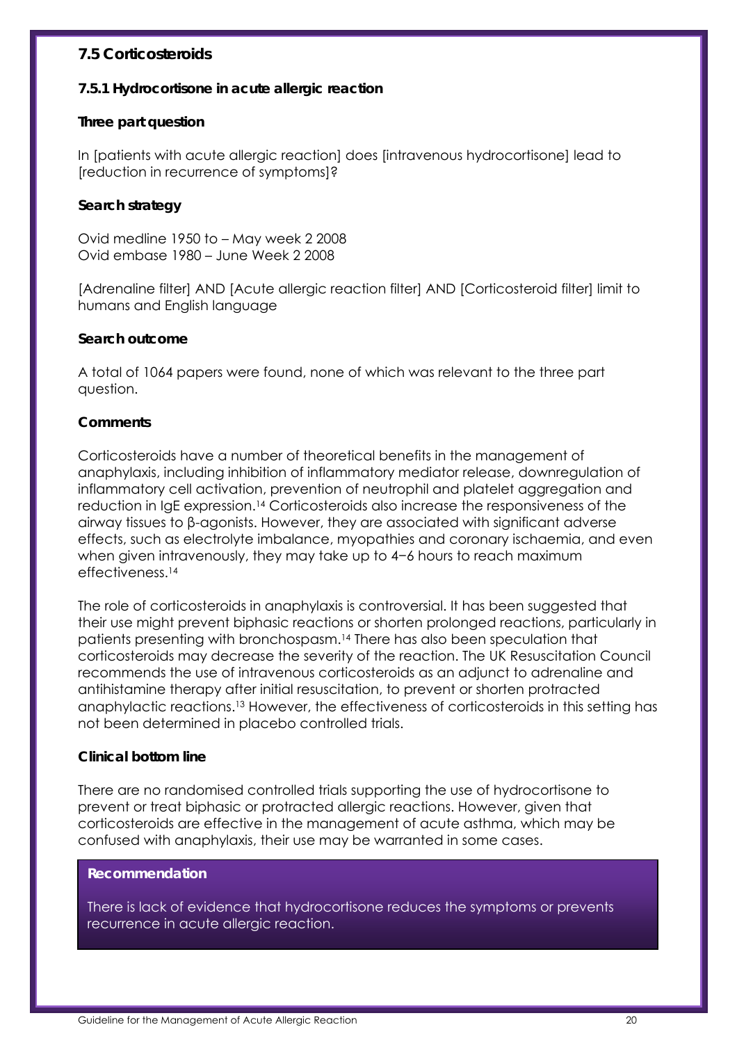## 7.5 Corticosteroids

### 7.5.1 Hydrocortisone in acute allergic reaction

**Three part question**

In [patients with acute allergic reaction] does [intravenous hydrocortisone] lead to [reduction in recurrence of symptoms]?

**Search strategy**

Ovid medline 1950 to – May week 2 2008
Ovid embase 1980 – June Week 2 2008

[Adrenaline filter] AND [Acute allergic reaction filter] AND [Corticosteroid filter] limit to humans and English language

**Search outcome**

A total of 1064 papers were found, none of which was relevant to the three part question.

**Comments**

Corticosteroids have a number of theoretical benefits in the management of anaphylaxis, including inhibition of inflammatory mediator release, downregulation of inflammatory cell activation, prevention of neutrophil and platelet aggregation and reduction in IgE expression.[14] Corticosteroids also increase the responsiveness of the airway tissues to β-agonists. However, they are associated with significant adverse effects, such as electrolyte imbalance, myopathies and coronary ischaemia, and even when given intravenously, they may take up to 4−6 hours to reach maximum effectiveness.[14]

The role of corticosteroids in anaphylaxis is controversial. It has been suggested that their use might prevent biphasic reactions or shorten prolonged reactions, particularly in patients presenting with bronchospasm.[14] There has also been speculation that corticosteroids may decrease the severity of the reaction. The UK Resuscitation Council recommends the use of intravenous corticosteroids as an adjunct to adrenaline and antihistamine therapy after initial resuscitation, to prevent or shorten protracted anaphylactic reactions.[13] However, the effectiveness of corticosteroids in this setting has not been determined in placebo controlled trials.

**Clinical bottom line**

There are no randomised controlled trials supporting the use of hydrocortisone to prevent or treat biphasic or protracted allergic reactions. However, given that corticosteroids are effective in the management of acute asthma, which may be confused with anaphylaxis, their use may be warranted in some cases.

**Recommendation**

There is lack of evidence that hydrocortisone reduces the symptoms or prevents recurrence in acute allergic reaction.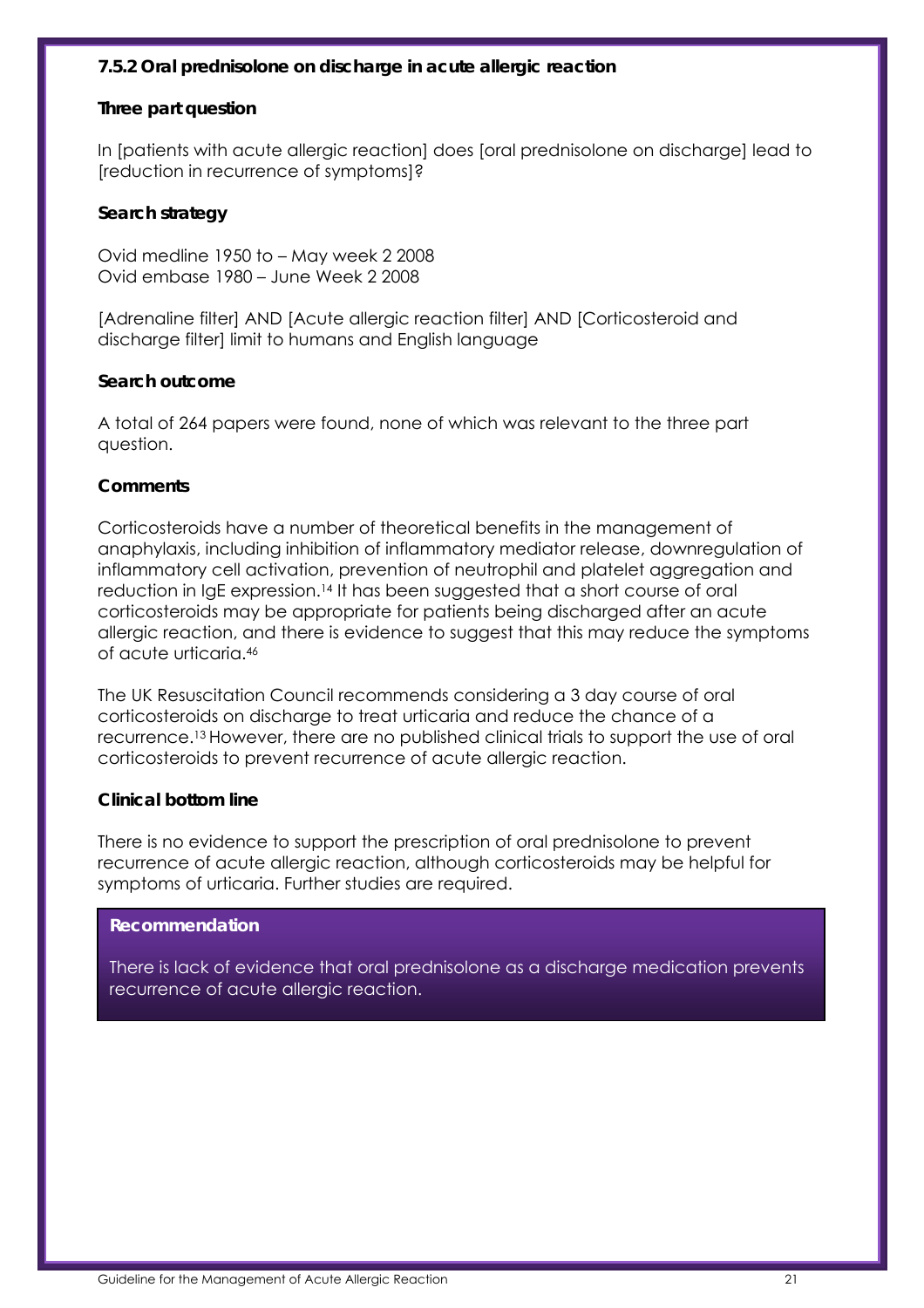### 7.5.2 Oral prednisolone on discharge in acute allergic reaction

**Three part question**

In [patients with acute allergic reaction] does [oral prednisolone on discharge] lead to [reduction in recurrence of symptoms]?

**Search strategy**

Ovid medline 1950 to – May week 2 2008
Ovid embase 1980 – June Week 2 2008

[Adrenaline filter] AND [Acute allergic reaction filter] AND [Corticosteroid and discharge filter] limit to humans and English language

**Search outcome**

A total of 264 papers were found, none of which was relevant to the three part question.

**Comments**

Corticosteroids have a number of theoretical benefits in the management of anaphylaxis, including inhibition of inflammatory mediator release, downregulation of inflammatory cell activation, prevention of neutrophil and platelet aggregation and reduction in IgE expression.[14] It has been suggested that a short course of oral corticosteroids may be appropriate for patients being discharged after an acute allergic reaction, and there is evidence to suggest that this may reduce the symptoms of acute urticaria.[46]

The UK Resuscitation Council recommends considering a 3 day course of oral corticosteroids on discharge to treat urticaria and reduce the chance of a recurrence.[13] However, there are no published clinical trials to support the use of oral corticosteroids to prevent recurrence of acute allergic reaction.

**Clinical bottom line**

There is no evidence to support the prescription of oral prednisolone to prevent recurrence of acute allergic reaction, although corticosteroids may be helpful for symptoms of urticaria. Further studies are required.

**Recommendation**

There is lack of evidence that oral prednisolone as a discharge medication prevents recurrence of acute allergic reaction.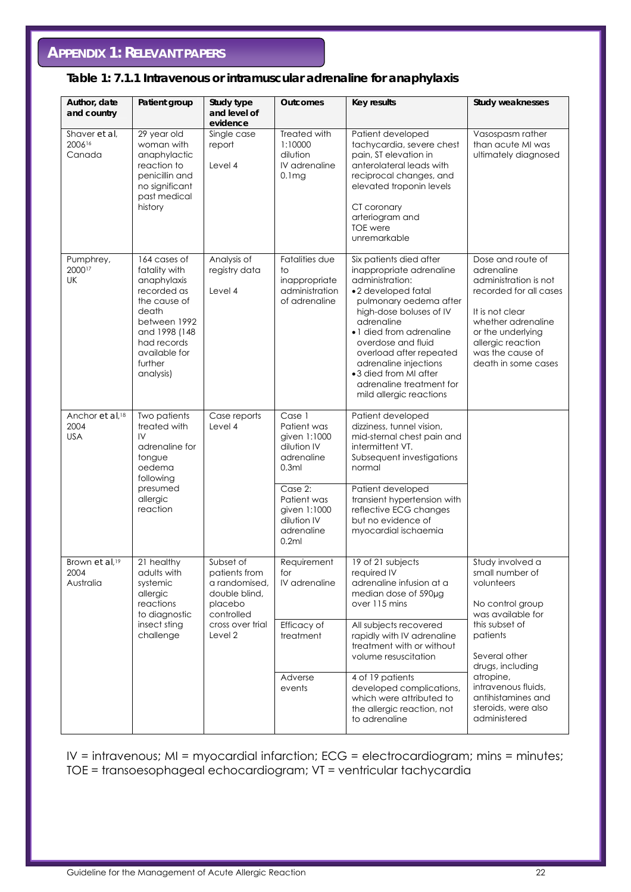## APPENDIX 1: RELEVANT PAPERS

### Table 1: 7.1.1 Intravenous or intramuscular adrenaline for anaphylaxis

| Author, date and country | Patient group | Study type and level of evidence | Outcomes | Key results | Study weaknesses |
|---|---|---|---|---|---|
| Shaver *et al*, 2006[16] Canada | 29 year old woman with anaphylactic reaction to penicillin and no significant past medical history | Single case report<br>Level 4 | Treated with 1:10000 dilution IV adrenaline 0.1mg | Patient developed tachycardia, severe chest pain, ST elevation in anterolateral leads with reciprocal changes, and elevated troponin levels<br><br>CT coronary arteriogram and TOE were unremarkable | Vasospasm rather than acute MI was ultimately diagnosed |
| Pumphrey, 2000[17] UK | 164 cases of fatality with anaphylaxis recorded as the cause of death between 1992 and 1998 (148 had records available for further analysis) | Analysis of registry data<br>Level 4 | Fatalities due to inappropriate administration of adrenaline | Six patients died after inappropriate adrenaline administration:<br>• 2 developed fatal pulmonary oedema after high-dose boluses of IV adrenaline<br>• 1 died from adrenaline overdose and fluid overload after repeated adrenaline injections<br>• 3 died from MI after adrenaline treatment for mild allergic reactions | Dose and route of adrenaline administration is not recorded for all cases<br><br>It is not clear whether adrenaline or the underlying allergic reaction was the cause of death in some cases |
| Anchor *et al*,[18] 2004 USA | Two patients treated with IV adrenaline for tongue oedema following presumed allergic reaction | Case reports<br>Level 4 | Case 1<br>Patient was given 1:1000 dilution IV adrenaline 0.3ml | Patient developed dizziness, tunnel vision, mid-sternal chest pain and intermittent VT. Subsequent investigations normal | |
| | | | Case 2:<br>Patient was given 1:1000 dilution IV adrenaline 0.2ml | Patient developed transient hypertension with reflective ECG changes but no evidence of myocardial ischaemia | |
| Brown *et al*,[19] 2004 Australia | 21 healthy adults with systemic allergic reactions to diagnostic insect sting challenge | Subset of patients from a randomised, double blind, placebo controlled cross over trial<br>Level 2 | Requirement for IV adrenaline | 19 of 21 subjects required IV adrenaline infusion at a median dose of 590µg over 115 mins | Study involved a small number of volunteers<br><br>No control group was available for this subset of patients<br><br>Several other drugs, including atropine, intravenous fluids, antihistamines and steroids, were also administered |
| | | | Efficacy of treatment | All subjects recovered rapidly with IV adrenaline treatment with or without volume resuscitation | |
| | | | Adverse events | 4 of 19 patients developed complications, which were attributed to the allergic reaction, not to adrenaline | |

IV = intravenous; MI = myocardial infarction; ECG = electrocardiogram; mins = minutes; TOE = transoesophageal echocardiogram; VT = ventricular tachycardia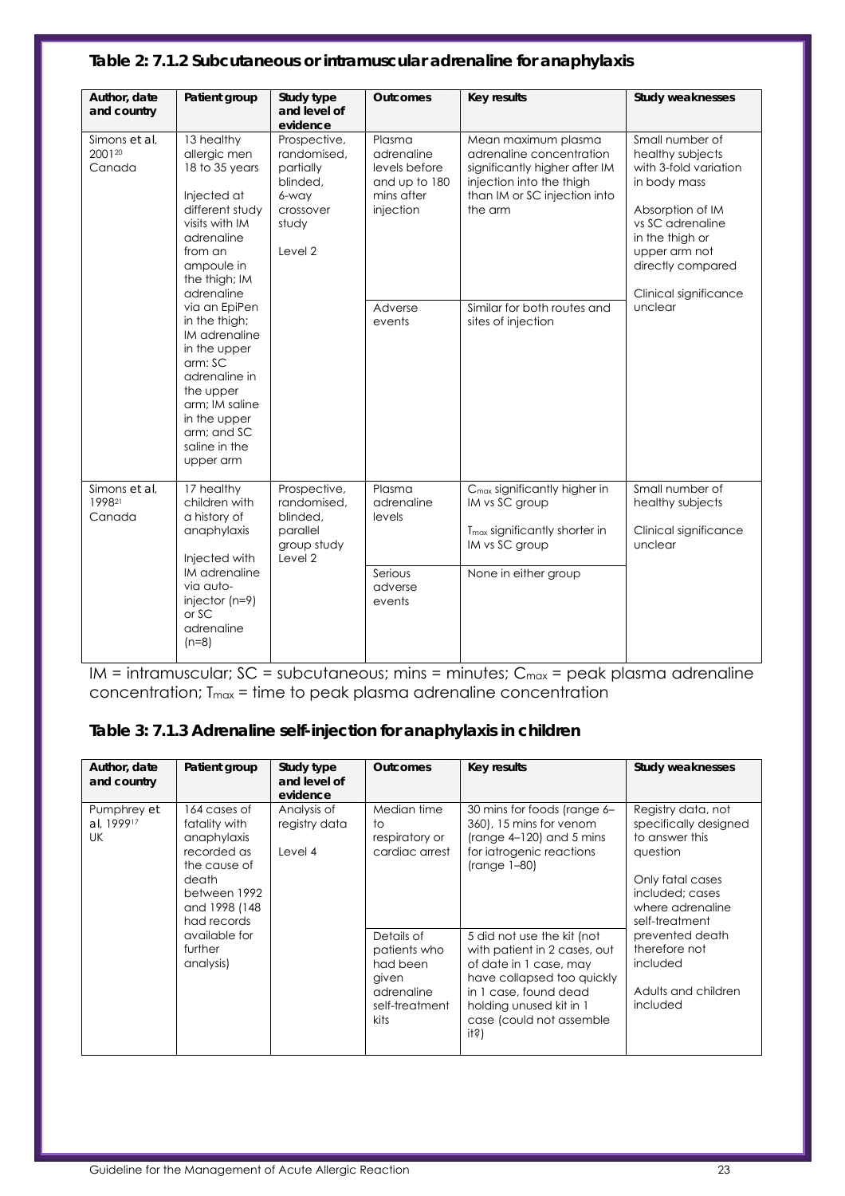**Table 2: 7.1.2 Subcutaneous or intramuscular adrenaline for anaphylaxis**

| Author, date and country | Patient group | Study type and level of evidence | Outcomes | Key results | Study weaknesses |
|---|---|---|---|---|---|
| Simons et al, 2001[20] Canada | 13 healthy allergic men 18 to 35 years<br><br>Injected at different study visits with IM adrenaline from an ampoule in the thigh; IM adrenaline via an EpiPen in the thigh; IM adrenaline in the upper arm: SC adrenaline in the upper arm; IM saline in the upper arm; and SC saline in the upper arm | Prospective, randomised, partially blinded, 6-way crossover study<br><br>Level 2 | Plasma adrenaline levels before and up to 180 mins after injection | Mean maximum plasma adrenaline concentration significantly higher after IM injection into the thigh than IM or SC injection into the arm | Small number of healthy subjects with 3-fold variation in body mass<br><br>Absorption of IM vs SC adrenaline in the thigh or upper arm not directly compared<br><br>Clinical significance unclear |
| | | | Adverse events | Similar for both routes and sites of injection | |
| Simons et al, 1998[21] Canada | 17 healthy children with a history of anaphylaxis<br><br>Injected with IM adrenaline via auto-injector (n=9) or SC adrenaline (n=8) | Prospective, randomised, blinded, parallel group study<br>Level 2 | Plasma adrenaline levels | $C_{max}$ significantly higher in IM vs SC group<br><br>$T_{max}$ significantly shorter in IM vs SC group | Small number of healthy subjects<br><br>Clinical significance unclear |
| | | | Serious adverse events | None in either group | |

IM = intramuscular; SC = subcutaneous; mins = minutes; $C_{max}$ = peak plasma adrenaline concentration; $T_{max}$ = time to peak plasma adrenaline concentration

**Table 3: 7.1.3 Adrenaline self-injection for anaphylaxis in children**

| Author, date and country | Patient group | Study type and level of evidence | Outcomes | Key results | Study weaknesses |
|---|---|---|---|---|---|
| Pumphrey et al, 1999[17] UK | 164 cases of fatality with anaphylaxis recorded as the cause of death between 1992 and 1998 (148 had records available for further analysis) | Analysis of registry data<br><br>Level 4 | Median time to respiratory or cardiac arrest | 30 mins for foods (range 6–360), 15 mins for venom (range 4–120) and 5 mins for iatrogenic reactions (range 1–80) | Registry data, not specifically designed to answer this question<br><br>Only fatal cases included; cases where adrenaline self-treatment prevented death therefore not included<br><br>Adults and children included |
| | | | Details of patients who had been given adrenaline self-treatment kits | 5 did not use the kit (not with patient in 2 cases, out of date in 1 case, may have collapsed too quickly in 1 case, found dead holding unused kit in 1 case (could not assemble it?) | |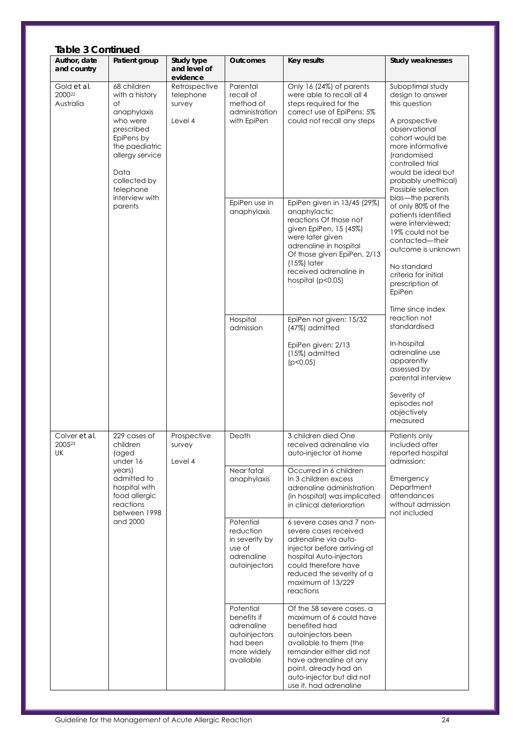### Table 3 Continued

| Author, date and country | Patient group | Study type and level of evidence | Outcomes | Key results | Study weaknesses |
|---|---|---|---|---|---|
| Gold *et al*, 2000[22] Australia | 68 children with a history of anaphylaxis who were prescribed EpiPens by the paediatric allergy service<br><br>Data collected by telephone interview with parents | Retrospective telephone survey<br><br>Level 4 | Parental recall of method of administration with EpiPen | Only 16 (24%) of parents were able to recall all 4 steps required for the correct use of EpiPens; 5% could not recall any steps | Suboptimal study design to answer this question<br><br>A prospective observational cohort would be more informative (randomised controlled trial would be ideal but probably unethical)<br><br>Possible selection bias—the parents of only 80% of the patients identified were interviewed; 19% could not be contacted—their outcome is unknown<br><br>No standard criteria for initial prescription of EpiPen<br><br>Time since index reaction not standardised<br><br>In-hospital adrenaline use apparently assessed by parental interview<br><br>Severity of episodes not objectively measured |
| | | | EpiPen use in anaphylaxis | EpiPen given in 13/45 (29%) anaphylactic reactions Of those not given EpiPen, 15 (45%) were later given adrenaline in hospital Of those given EpiPen, 2/13 (15%) later received adrenaline in hospital ($p<0.05$) | |
| | | | Hospital admission | EpiPen not given: 15/32 (47%) admitted<br><br>EpiPen given: 2/13 (15%) admitted ($p<0.05$) | |
| Colver *et al*, 2005[23] UK | 229 cases of children (aged under 16 years) admitted to hospital with food allergic reactions between 1998 and 2000 | Prospective survey<br><br>Level 4 | Death | 3 children died One received adrenaline via auto-injector at home | Patients only included after reported hospital admission;<br><br>Emergency Department attendances without admission not included |
| | | | Near fatal anaphylaxis | Occurred in 6 children In 3 children excess adrenaline administration (in hospital) was implicated in clinical deterioration | |
| | | | Potential reduction in severity by use of adrenaline autoinjectors | 6 severe cases and 7 non-severe cases received adrenaline via auto-injector before arriving at hospital Auto-injectors could therefore have reduced the severity of a maximum of 13/229 reactions | |
| | | | Potential benefits if adrenaline autoinjectors had been more widely available | Of the 58 severe cases, a maximum of 6 could have benefited had autoinjectors been available to them (the remainder either did not have adrenaline at any point, already had an auto-injector but did not use it, had adrenaline | |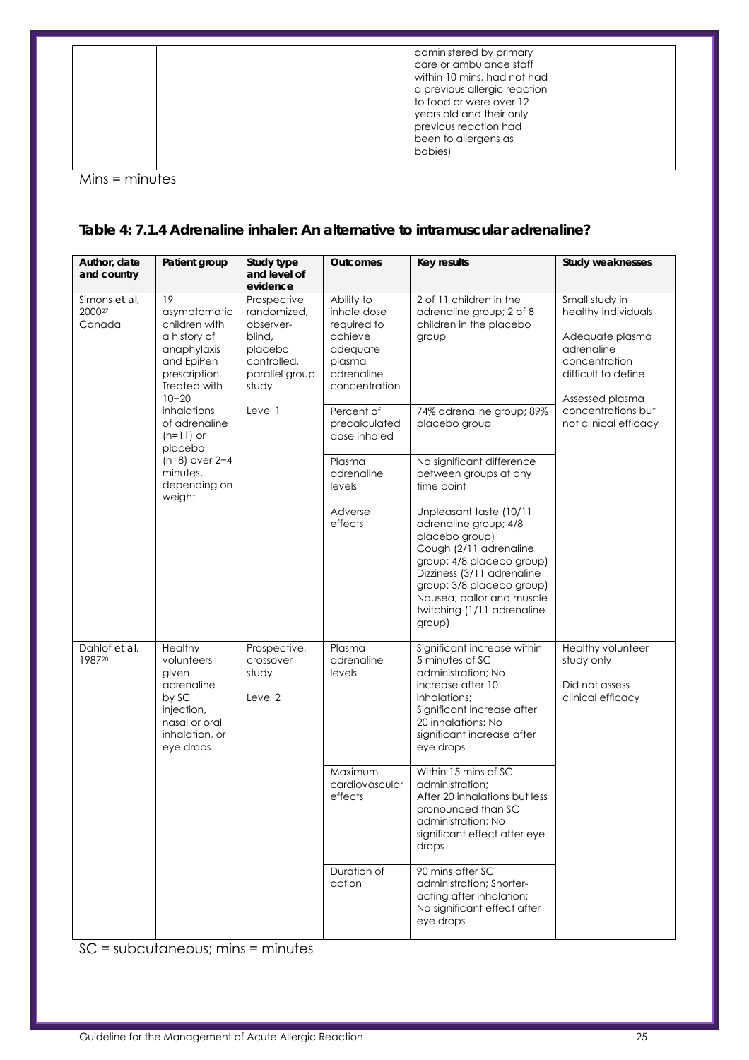| | | | | administered by primary care or ambulance staff within 10 mins, had not had a previous allergic reaction to food or were over 12 years old and their only previous reaction had been to allergens as babies) | |
|---|---|---|---|---|---|

Mins = minutes

**Table 4: 7.1.4 Adrenaline inhaler: An alternative to intramuscular adrenaline?**

| Author, date and country | Patient group | Study type and level of evidence | Outcomes | Key results | Study weaknesses |
|---|---|---|---|---|---|
| Simons *et al*, 2000[27] Canada | 19 asymptomatic children with a history of anaphylaxis and EpiPen prescription Treated with 10–20 inhalations of adrenaline (n=11) or placebo (n=8) over 2–4 minutes, depending on weight | Prospective randomized, observer-blind, placebo controlled, parallel group study<br><br>Level 1 | Ability to inhale dose required to achieve adequate plasma adrenaline concentration | 2 of 11 children in the adrenaline group; 2 of 8 children in the placebo group | Small study in healthy individuals<br><br>Adequate plasma adrenaline concentration difficult to define<br><br>Assessed plasma concentrations but not clinical efficacy |
| | | | Percent of precalculated dose inhaled | 74% adrenaline group; 89% placebo group | |
| | | | Plasma adrenaline levels | No significant difference between groups at any time point | |
| | | | Adverse effects | Unpleasant taste (10/11 adrenaline group; 4/8 placebo group) Cough (2/11 adrenaline group; 4/8 placebo group) Dizziness (3/11 adrenaline group; 3/8 placebo group) Nausea, pallor and muscle twitching (1/11 adrenaline group) | |
| Dahlof *et al*, 1987[28] | Healthy volunteers given adrenaline by SC injection, nasal or oral inhalation, or eye drops | Prospective, crossover study<br><br>Level 2 | Plasma adrenaline levels | Significant increase within 5 minutes of SC administration; No increase after 10 inhalations; Significant increase after 20 inhalations; No significant increase after eye drops | Healthy volunteer study only<br><br>Did not assess clinical efficacy |
| | | | Maximum cardiovascular effects | Within 15 mins of SC administration; After 20 inhalations but less pronounced than SC administration; No significant effect after eye drops | |
| | | | Duration of action | 90 mins after SC administration; Shorter-acting after inhalation; No significant effect after eye drops | |

SC = subcutaneous; mins = minutes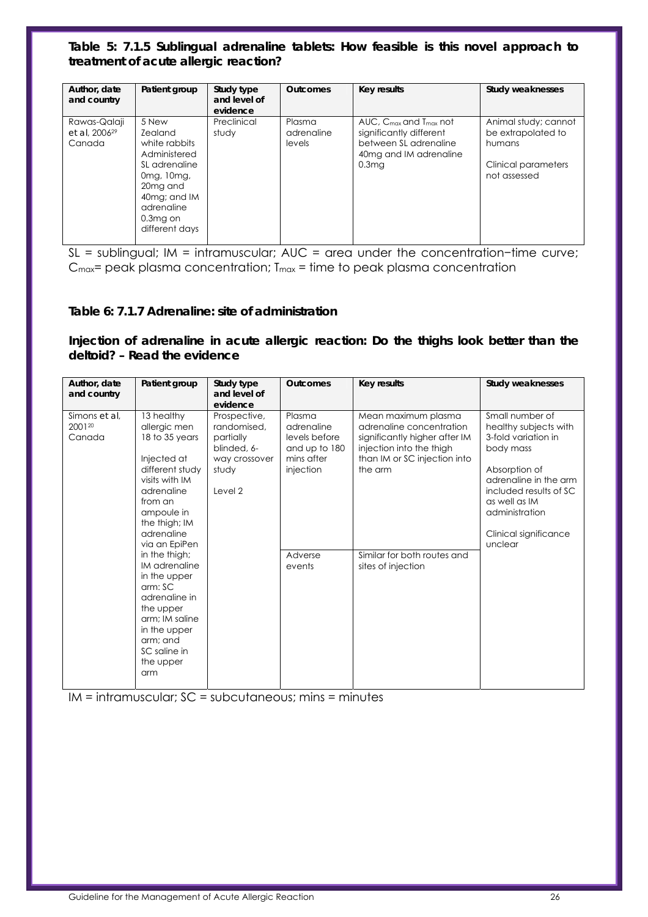**Table 5: 7.1.5 Sublingual adrenaline tablets: How feasible is this novel approach to treatment of acute allergic reaction?**

| Author, date and country | Patient group | Study type and level of evidence | Outcomes | Key results | Study weaknesses |
|---|---|---|---|---|---|
| Rawas-Qalaji *et al*, 2006[29] Canada | 5 New Zealand white rabbits Administered SL adrenaline 0mg, 10mg, 20mg and 40mg; and IM adrenaline 0.3mg on different days | Preclinical study | Plasma adrenaline levels | AUC, $C_{max}$ and $T_{max}$ not significantly different between SL adrenaline 40mg and IM adrenaline 0.3mg | Animal study; cannot be extrapolated to humans<br><br>Clinical parameters not assessed |

SL = sublingual; IM = intramuscular; AUC = area under the concentration−time curve; $C_{max}$= peak plasma concentration; $T_{max}$ = time to peak plasma concentration

**Table 6: 7.1.7 Adrenaline: site of administration**

**Injection of adrenaline in acute allergic reaction: Do the thighs look better than the deltoid? – Read the evidence**

| Author, date and country | Patient group | Study type and level of evidence | Outcomes | Key results | Study weaknesses |
|---|---|---|---|---|---|
| Simons *et al*, 2001[20] Canada | 13 healthy allergic men 18 to 35 years<br><br>Injected at different study visits with IM adrenaline from an ampoule in the thigh; IM adrenaline via an EpiPen in the thigh; IM adrenaline in the upper arm: SC adrenaline in the upper arm; IM saline in the upper arm; and SC saline in the upper arm | Prospective, randomised, partially blinded, 6-way crossover study<br><br>Level 2 | Plasma adrenaline levels before and up to 180 mins after injection<br><br>Adverse events | Mean maximum plasma adrenaline concentration significantly higher after IM injection into the thigh than IM or SC injection into the arm<br><br>Similar for both routes and sites of injection | Small number of healthy subjects with 3-fold variation in body mass<br><br>Absorption of adrenaline in the arm included results of SC as well as IM administration<br><br>Clinical significance unclear |

IM = intramuscular; SC = subcutaneous; mins = minutes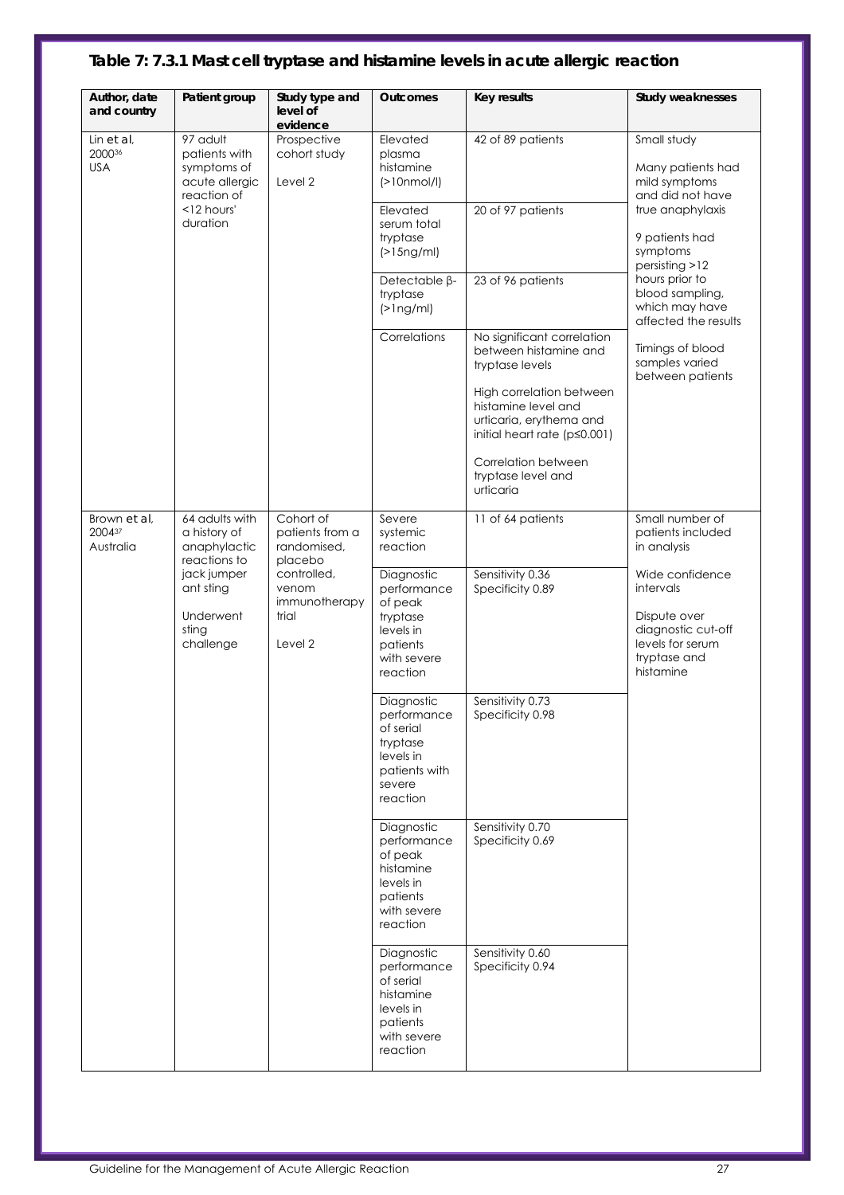## Table 7: 7.3.1 Mast cell tryptase and histamine levels in acute allergic reaction

| Author, date and country | Patient group | Study type and level of evidence | Outcomes | Key results | Study weaknesses |
|---|---|---|---|---|---|
| Lin *et al*, 2000[36] USA | 97 adult patients with symptoms of acute allergic reaction of <12 hours' duration | Prospective cohort study<br><br>Level 2 | Elevated plasma histamine (>10nmol/l) | 42 of 89 patients | Small study<br><br>Many patients had mild symptoms and did not have true anaphylaxis<br><br>9 patients had symptoms persisting >12 hours prior to blood sampling, which may have affected the results<br><br>Timings of blood samples varied between patients |
| | | | Elevated serum total tryptase (>15ng/ml) | 20 of 97 patients | |
| | | | Detectable β-tryptase (>1ng/ml) | 23 of 96 patients | |
| | | | Correlations | No significant correlation between histamine and tryptase levels<br><br>High correlation between histamine level and urticaria, erythema and initial heart rate ($p \leq 0.001$)<br><br>Correlation between tryptase level and urticaria | |
| Brown *et al*, 2004[37] Australia | 64 adults with a history of anaphylactic reactions to jack jumper ant sting<br><br>Underwent sting challenge | Cohort of patients from a randomised, placebo controlled, venom immunotherapy trial<br><br>Level 2 | Severe systemic reaction | 11 of 64 patients | Small number of patients included in analysis<br><br>Wide confidence intervals<br><br>Dispute over diagnostic cut-off levels for serum tryptase and histamine |
| | | | Diagnostic performance of peak tryptase levels in patients with severe reaction | Sensitivity 0.36<br>Specificity 0.89 | |
| | | | Diagnostic performance of serial tryptase levels in patients with severe reaction | Sensitivity 0.73<br>Specificity 0.98 | |
| | | | Diagnostic performance of peak histamine levels in patients with severe reaction | Sensitivity 0.70<br>Specificity 0.69 | |
| | | | Diagnostic performance of serial histamine levels in patients with severe reaction | Sensitivity 0.60<br>Specificity 0.94 | |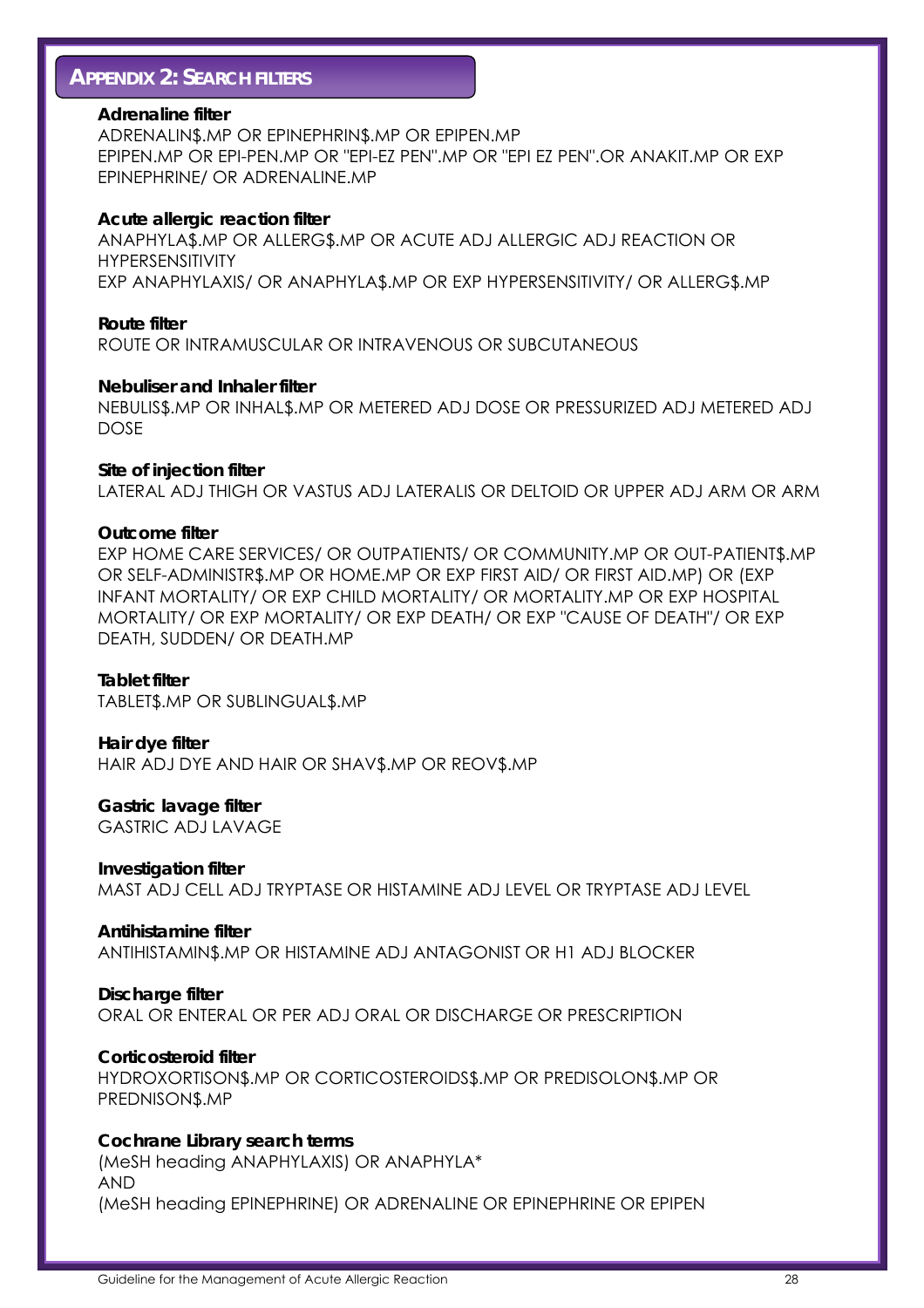## APPENDIX 2: SEARCH FILTERS

**Adrenaline filter**
ADRENALIN$.MP OR EPINEPHRIN$.MP OR EPIPEN.MP
EPIPEN.MP OR EPI-PEN.MP OR "EPI-EZ PEN".MP OR "EPI EZ PEN".OR ANAKIT.MP OR EXP EPINEPHRINE/ OR ADRENALINE.MP

**Acute allergic reaction filter**
ANAPHYLA$.MP OR ALLERG$.MP OR ACUTE ADJ ALLERGIC ADJ REACTION OR HYPERSENSITIVITY
EXP ANAPHYLAXIS/ OR ANAPHYLA$.MP OR EXP HYPERSENSITIVITY/ OR ALLERG$.MP

**Route filter**
ROUTE OR INTRAMUSCULAR OR INTRAVENOUS OR SUBCUTANEOUS

**Nebuliser and Inhaler filter**
NEBULIS$.MP OR INHAL$.MP OR METERED ADJ DOSE OR PRESSURIZED ADJ METERED ADJ DOSE

**Site of injection filter**
LATERAL ADJ THIGH OR VASTUS ADJ LATERALIS OR DELTOID OR UPPER ADJ ARM OR ARM

**Outcome filter**
EXP HOME CARE SERVICES/ OR OUTPATIENTS/ OR COMMUNITY.MP OR OUT-PATIENT$.MP OR SELF-ADMINISTR$.MP OR HOME.MP OR EXP FIRST AID/ OR FIRST AID.MP) OR (EXP INFANT MORTALITY/ OR EXP CHILD MORTALITY/ OR MORTALITY.MP OR EXP HOSPITAL MORTALITY/ OR EXP MORTALITY/ OR EXP DEATH/ OR EXP "CAUSE OF DEATH"/ OR EXP DEATH, SUDDEN/ OR DEATH.MP

**Tablet filter**
TABLET$.MP OR SUBLINGUAL$.MP

**Hair dye filter**
HAIR ADJ DYE AND HAIR OR SHAV$.MP OR REOV$.MP

**Gastric lavage filter**
GASTRIC ADJ LAVAGE

**Investigation filter**
MAST ADJ CELL ADJ TRYPTASE OR HISTAMINE ADJ LEVEL OR TRYPTASE ADJ LEVEL

**Antihistamine filter**
ANTIHISTAMIN$.MP OR HISTAMINE ADJ ANTAGONIST OR H1 ADJ BLOCKER

**Discharge filter**
ORAL OR ENTERAL OR PER ADJ ORAL OR DISCHARGE OR PRESCRIPTION

**Corticosteroid filter**
HYDROXORTISON$.MP OR CORTICOSTEROIDS$.MP OR PREDISOLON$.MP OR PREDNISON$.MP

**Cochrane Library search terms**
(MeSH heading ANAPHYLAXIS) OR ANAPHYLA*
AND
(MeSH heading EPINEPHRINE) OR ADRENALINE OR EPINEPHRINE OR EPIPEN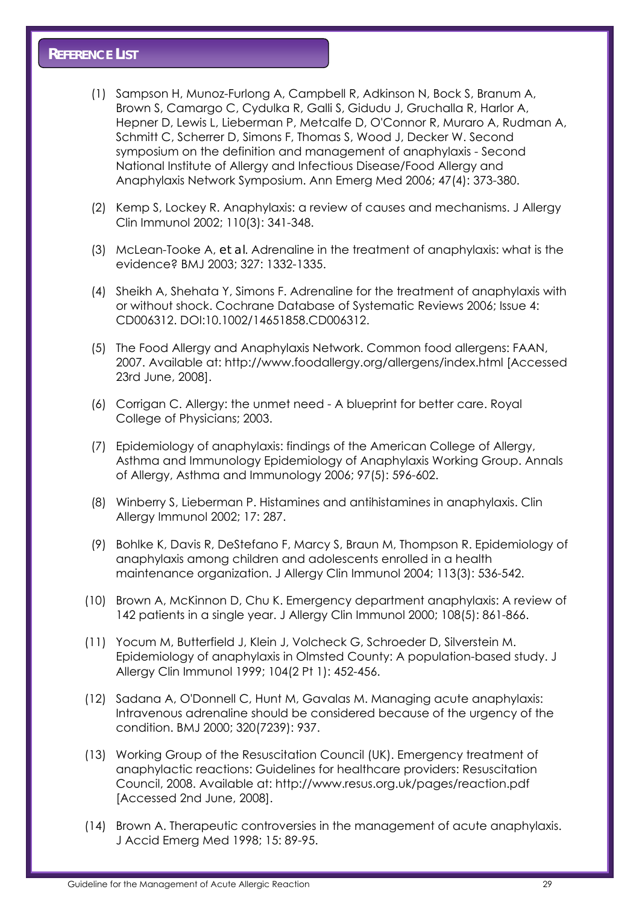## Reference List

(1) Sampson H, Munoz-Furlong A, Campbell R, Adkinson N, Bock S, Branum A, Brown S, Camargo C, Cydulka R, Galli S, Gidudu J, Gruchalla R, Harlor A, Hepner D, Lewis L, Lieberman P, Metcalfe D, O'Connor R, Muraro A, Rudman A, Schmitt C, Scherrer D, Simons F, Thomas S, Wood J, Decker W. Second symposium on the definition and management of anaphylaxis - Second National Institute of Allergy and Infectious Disease/Food Allergy and Anaphylaxis Network Symposium. Ann Emerg Med 2006; 47(4): 373-380.

(2) Kemp S, Lockey R. Anaphylaxis: a review of causes and mechanisms. J Allergy Clin Immunol 2002; 110(3): 341-348.

(3) McLean-Tooke A, et al. Adrenaline in the treatment of anaphylaxis: what is the evidence? BMJ 2003; 327: 1332-1335.

(4) Sheikh A, Shehata Y, Simons F. Adrenaline for the treatment of anaphylaxis with or without shock. Cochrane Database of Systematic Reviews 2006; Issue 4: CD006312. DOI:10.1002/14651858.CD006312.

(5) The Food Allergy and Anaphylaxis Network. Common food allergens: FAAN, 2007. Available at: http://www.foodallergy.org/allergens/index.html [Accessed 23rd June, 2008].

(6) Corrigan C. Allergy: the unmet need - A blueprint for better care. Royal College of Physicians; 2003.

(7) Epidemiology of anaphylaxis: findings of the American College of Allergy, Asthma and Immunology Epidemiology of Anaphylaxis Working Group. Annals of Allergy, Asthma and Immunology 2006; 97(5): 596-602.

(8) Winberry S, Lieberman P. Histamines and antihistamines in anaphylaxis. Clin Allergy Immunol 2002; 17: 287.

(9) Bohlke K, Davis R, DeStefano F, Marcy S, Braun M, Thompson R. Epidemiology of anaphylaxis among children and adolescents enrolled in a health maintenance organization. J Allergy Clin Immunol 2004; 113(3): 536-542.

(10) Brown A, McKinnon D, Chu K. Emergency department anaphylaxis: A review of 142 patients in a single year. J Allergy Clin Immunol 2000; 108(5): 861-866.

(11) Yocum M, Butterfield J, Klein J, Volcheck G, Schroeder D, Silverstein M. Epidemiology of anaphylaxis in Olmsted County: A population-based study. J Allergy Clin Immunol 1999; 104(2 Pt 1): 452-456.

(12) Sadana A, O'Donnell C, Hunt M, Gavalas M. Managing acute anaphylaxis: Intravenous adrenaline should be considered because of the urgency of the condition. BMJ 2000; 320(7239): 937.

(13) Working Group of the Resuscitation Council (UK). Emergency treatment of anaphylactic reactions: Guidelines for healthcare providers: Resuscitation Council, 2008. Available at: http://www.resus.org.uk/pages/reaction.pdf [Accessed 2nd June, 2008].

(14) Brown A. Therapeutic controversies in the management of acute anaphylaxis. J Accid Emerg Med 1998; 15: 89-95.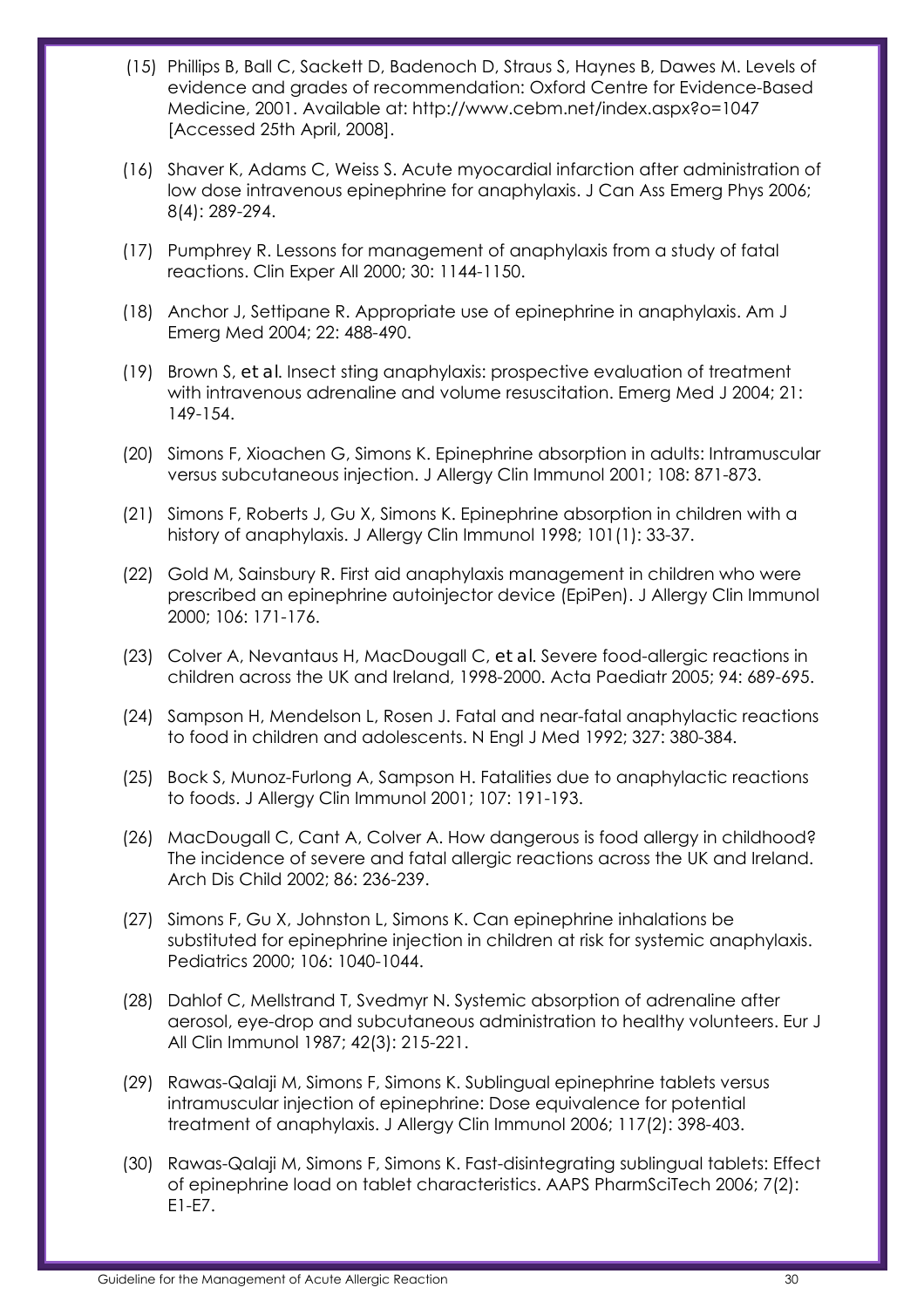(15) Phillips B, Ball C, Sackett D, Badenoch D, Straus S, Haynes B, Dawes M. Levels of evidence and grades of recommendation: Oxford Centre for Evidence-Based Medicine, 2001. Available at: http://www.cebm.net/index.aspx?o=1047 [Accessed 25th April, 2008].

(16) Shaver K, Adams C, Weiss S. Acute myocardial infarction after administration of low dose intravenous epinephrine for anaphylaxis. J Can Ass Emerg Phys 2006; 8(4): 289-294.

(17) Pumphrey R. Lessons for management of anaphylaxis from a study of fatal reactions. Clin Exper All 2000; 30: 1144-1150.

(18) Anchor J, Settipane R. Appropriate use of epinephrine in anaphylaxis. Am J Emerg Med 2004; 22: 488-490.

(19) Brown S, et al. Insect sting anaphylaxis: prospective evaluation of treatment with intravenous adrenaline and volume resuscitation. Emerg Med J 2004; 21: 149-154.

(20) Simons F, Xioachen G, Simons K. Epinephrine absorption in adults: Intramuscular versus subcutaneous injection. J Allergy Clin Immunol 2001; 108: 871-873.

(21) Simons F, Roberts J, Gu X, Simons K. Epinephrine absorption in children with a history of anaphylaxis. J Allergy Clin Immunol 1998; 101(1): 33-37.

(22) Gold M, Sainsbury R. First aid anaphylaxis management in children who were prescribed an epinephrine autoinjector device (EpiPen). J Allergy Clin Immunol 2000; 106: 171-176.

(23) Colver A, Nevantaus H, MacDougall C, et al. Severe food-allergic reactions in children across the UK and Ireland, 1998-2000. Acta Paediatr 2005; 94: 689-695.

(24) Sampson H, Mendelson L, Rosen J. Fatal and near-fatal anaphylactic reactions to food in children and adolescents. N Engl J Med 1992; 327: 380-384.

(25) Bock S, Munoz-Furlong A, Sampson H. Fatalities due to anaphylactic reactions to foods. J Allergy Clin Immunol 2001; 107: 191-193.

(26) MacDougall C, Cant A, Colver A. How dangerous is food allergy in childhood? The incidence of severe and fatal allergic reactions across the UK and Ireland. Arch Dis Child 2002; 86: 236-239.

(27) Simons F, Gu X, Johnston L, Simons K. Can epinephrine inhalations be substituted for epinephrine injection in children at risk for systemic anaphylaxis. Pediatrics 2000; 106: 1040-1044.

(28) Dahlof C, Mellstrand T, Svedmyr N. Systemic absorption of adrenaline after aerosol, eye-drop and subcutaneous administration to healthy volunteers. Eur J All Clin Immunol 1987; 42(3): 215-221.

(29) Rawas-Qalaji M, Simons F, Simons K. Sublingual epinephrine tablets versus intramuscular injection of epinephrine: Dose equivalence for potential treatment of anaphylaxis. J Allergy Clin Immunol 2006; 117(2): 398-403.

(30) Rawas-Qalaji M, Simons F, Simons K. Fast-disintegrating sublingual tablets: Effect of epinephrine load on tablet characteristics. AAPS PharmSciTech 2006; 7(2): E1-E7.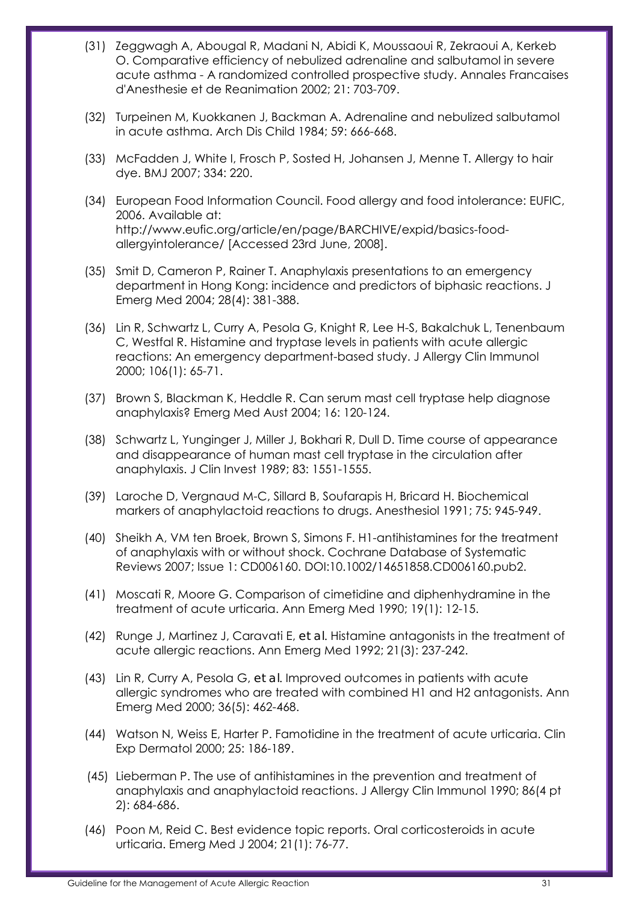(31) Zeggwagh A, Abougal R, Madani N, Abidi K, Moussaoui R, Zekraoui A, Kerkeb O. Comparative efficiency of nebulized adrenaline and salbutamol in severe acute asthma - A randomized controlled prospective study. Annales Francaises d'Anesthesie et de Reanimation 2002; 21: 703-709.

(32) Turpeinen M, Kuokkanen J, Backman A. Adrenaline and nebulized salbutamol in acute asthma. Arch Dis Child 1984; 59: 666-668.

(33) McFadden J, White I, Frosch P, Sosted H, Johansen J, Menne T. Allergy to hair dye. BMJ 2007; 334: 220.

(34) European Food Information Council. Food allergy and food intolerance: EUFIC, 2006. Available at: http://www.eufic.org/article/en/page/BARCHIVE/expid/basics-food-allergyintolerance/ [Accessed 23rd June, 2008].

(35) Smit D, Cameron P, Rainer T. Anaphylaxis presentations to an emergency department in Hong Kong: incidence and predictors of biphasic reactions. J Emerg Med 2004; 28(4): 381-388.

(36) Lin R, Schwartz L, Curry A, Pesola G, Knight R, Lee H-S, Bakalchuk L, Tenenbaum C, Westfal R. Histamine and tryptase levels in patients with acute allergic reactions: An emergency department-based study. J Allergy Clin Immunol 2000; 106(1): 65-71.

(37) Brown S, Blackman K, Heddle R. Can serum mast cell tryptase help diagnose anaphylaxis? Emerg Med Aust 2004; 16: 120-124.

(38) Schwartz L, Yunginger J, Miller J, Bokhari R, Dull D. Time course of appearance and disappearance of human mast cell tryptase in the circulation after anaphylaxis. J Clin Invest 1989; 83: 1551-1555.

(39) Laroche D, Vergnaud M-C, Sillard B, Soufarapis H, Bricard H. Biochemical markers of anaphylactoid reactions to drugs. Anesthesiol 1991; 75: 945-949.

(40) Sheikh A, VM ten Broek, Brown S, Simons F. H1-antihistamines for the treatment of anaphylaxis with or without shock. Cochrane Database of Systematic Reviews 2007; Issue 1: CD006160. DOI:10.1002/14651858.CD006160.pub2.

(41) Moscati R, Moore G. Comparison of cimetidine and diphenhydramine in the treatment of acute urticaria. Ann Emerg Med 1990; 19(1): 12-15.

(42) Runge J, Martinez J, Caravati E, *et al*. Histamine antagonists in the treatment of acute allergic reactions. Ann Emerg Med 1992; 21(3): 237-242.

(43) Lin R, Curry A, Pesola G, *et al*. Improved outcomes in patients with acute allergic syndromes who are treated with combined H1 and H2 antagonists. Ann Emerg Med 2000; 36(5): 462-468.

(44) Watson N, Weiss E, Harter P. Famotidine in the treatment of acute urticaria. Clin Exp Dermatol 2000; 25: 186-189.

(45) Lieberman P. The use of antihistamines in the prevention and treatment of anaphylaxis and anaphylactoid reactions. J Allergy Clin Immunol 1990; 86(4 pt 2): 684-686.

(46) Poon M, Reid C. Best evidence topic reports. Oral corticosteroids in acute urticaria. Emerg Med J 2004; 21(1): 76-77.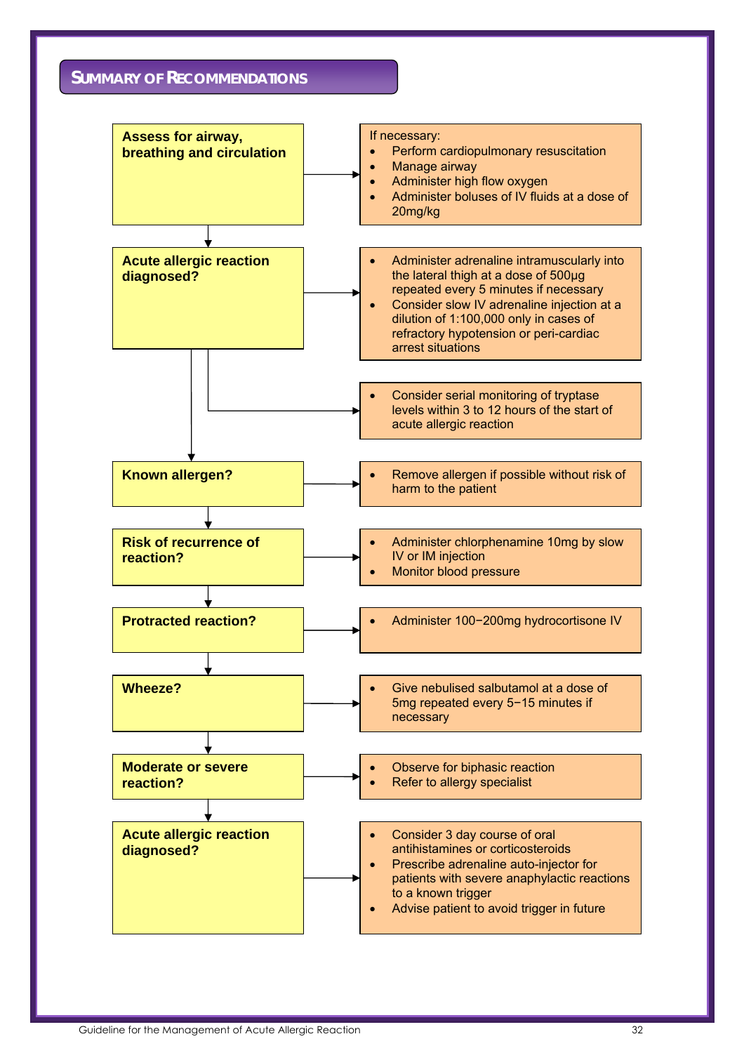## SUMMARY OF RECOMMENDATIONS

**Assess for airway, breathing and circulation**

If necessary:

- Perform cardiopulmonary resuscitation
- Manage airway
- Administer high flow oxygen
- Administer boluses of IV fluids at a dose of 20mg/kg

**Acute allergic reaction diagnosed?**

- Administer adrenaline intramuscularly into the lateral thigh at a dose of 500µg repeated every 5 minutes if necessary
- Consider slow IV adrenaline injection at a dilution of 1:100,000 only in cases of refractory hypotension or peri-cardiac arrest situations

- Consider serial monitoring of tryptase levels within 3 to 12 hours of the start of acute allergic reaction

**Known allergen?**

- Remove allergen if possible without risk of harm to the patient

**Risk of recurrence of reaction?**

- Administer chlorphenamine 10mg by slow IV or IM injection
- Monitor blood pressure

**Protracted reaction?**

- Administer 100−200mg hydrocortisone IV

**Wheeze?**

- Give nebulised salbutamol at a dose of 5mg repeated every 5−15 minutes if necessary

**Moderate or severe reaction?**

- Observe for biphasic reaction
- Refer to allergy specialist

**Acute allergic reaction diagnosed?**

- Consider 3 day course of oral antihistamines or corticosteroids
- Prescribe adrenaline auto-injector for patients with severe anaphylactic reactions to a known trigger
- Advise patient to avoid trigger in future